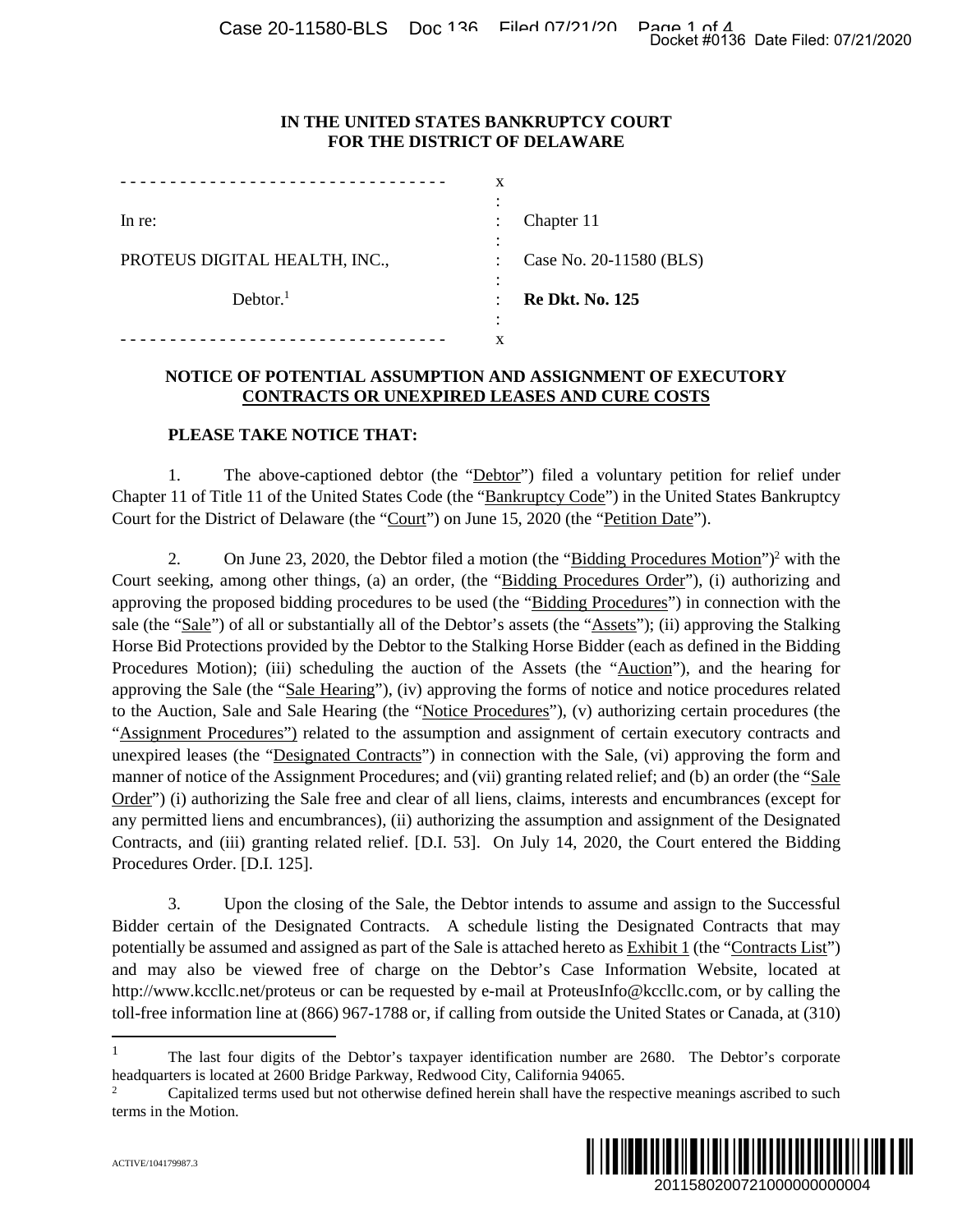**IN THE UNITED STATES BANKRUPTCY COURT**
**FOR THE DISTRICT OF DELAWARE**

| | | |
|---|---|---|
| In re: | : | Chapter 11 |
| PROTEUS DIGITAL HEALTH, INC., | : | Case No. 20-11580 (BLS) |
| Debtor.[1] | : | **Re Dkt. No. 125** |

## NOTICE OF POTENTIAL ASSUMPTION AND ASSIGNMENT OF EXECUTORY CONTRACTS OR UNEXPIRED LEASES AND CURE COSTS

**PLEASE TAKE NOTICE THAT:**

1. The above-captioned debtor (the "Debtor") filed a voluntary petition for relief under Chapter 11 of Title 11 of the United States Code (the "Bankruptcy Code") in the United States Bankruptcy Court for the District of Delaware (the "Court") on June 15, 2020 (the "Petition Date").

2. On June 23, 2020, the Debtor filed a motion (the "Bidding Procedures Motion")[2] with the Court seeking, among other things, (a) an order, (the "Bidding Procedures Order"), (i) authorizing and approving the proposed bidding procedures to be used (the "Bidding Procedures") in connection with the sale (the "Sale") of all or substantially all of the Debtor's assets (the "Assets"); (ii) approving the Stalking Horse Bid Protections provided by the Debtor to the Stalking Horse Bidder (each as defined in the Bidding Procedures Motion); (iii) scheduling the auction of the Assets (the "Auction"), and the hearing for approving the Sale (the "Sale Hearing"), (iv) approving the forms of notice and notice procedures related to the Auction, Sale and Sale Hearing (the "Notice Procedures"), (v) authorizing certain procedures (the "Assignment Procedures") related to the assumption and assignment of certain executory contracts and unexpired leases (the "Designated Contracts") in connection with the Sale, (vi) approving the form and manner of notice of the Assignment Procedures; and (vii) granting related relief; and (b) an order (the "Sale Order") (i) authorizing the Sale free and clear of all liens, claims, interests and encumbrances (except for any permitted liens and encumbrances), (ii) authorizing the assumption and assignment of the Designated Contracts, and (iii) granting related relief. [D.I. 53]. On July 14, 2020, the Court entered the Bidding Procedures Order. [D.I. 125].

3. Upon the closing of the Sale, the Debtor intends to assume and assign to the Successful Bidder certain of the Designated Contracts. A schedule listing the Designated Contracts that may potentially be assumed and assigned as part of the Sale is attached hereto as Exhibit 1 (the "Contracts List") and may also be viewed free of charge on the Debtor's Case Information Website, located at http://www.kccllc.net/proteus or can be requested by e-mail at ProteusInfo@kccllc.com, or by calling the toll-free information line at (866) 967-1788 or, if calling from outside the United States or Canada, at (310)

---

[1] The last four digits of the Debtor's taxpayer identification number are 2680. The Debtor's corporate headquarters is located at 2600 Bridge Parkway, Redwood City, California 94065.

[2] Capitalized terms used but not otherwise defined herein shall have the respective meanings ascribed to such terms in the Motion.

ACTIVE/104179987.3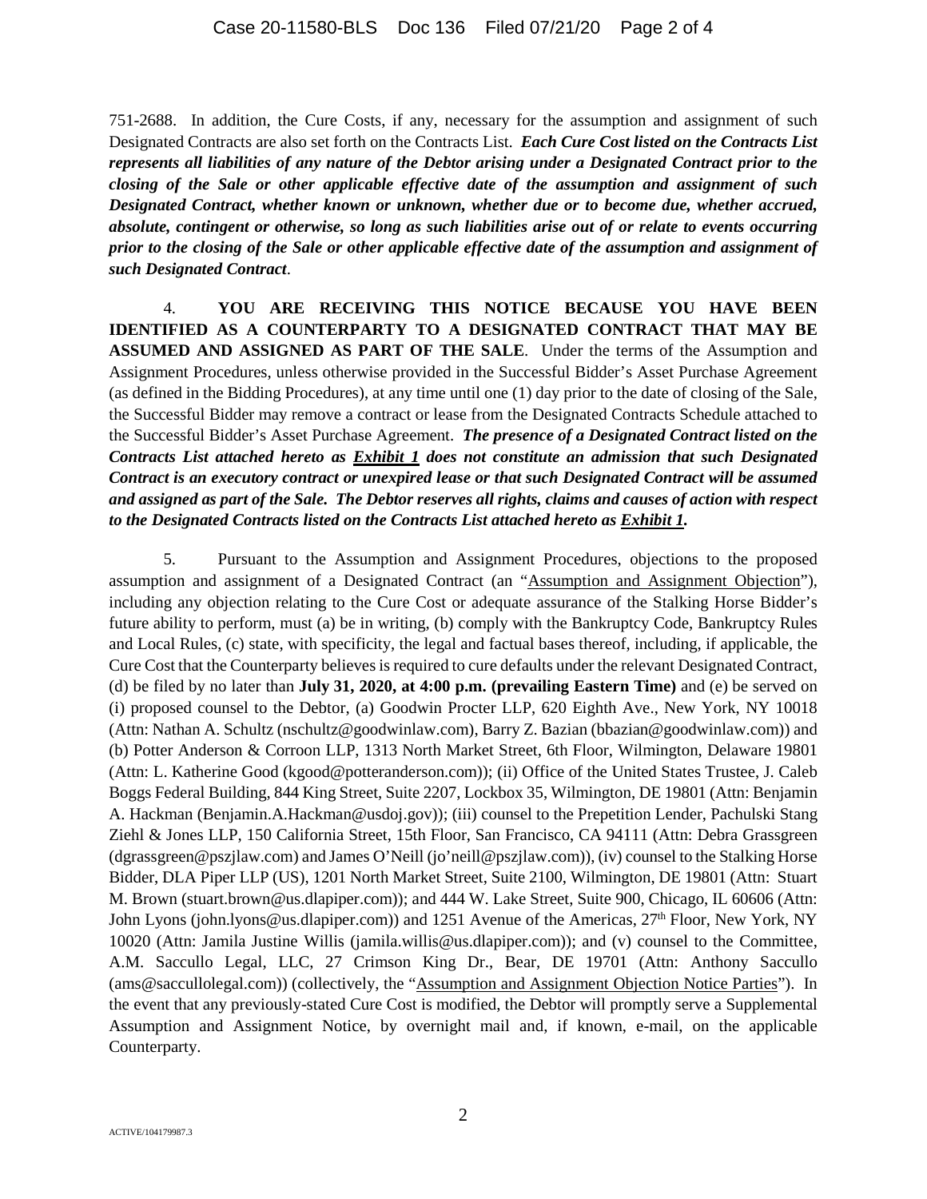751-2688. In addition, the Cure Costs, if any, necessary for the assumption and assignment of such Designated Contracts are also set forth on the Contracts List. ***Each Cure Cost listed on the Contracts List represents all liabilities of any nature of the Debtor arising under a Designated Contract prior to the closing of the Sale or other applicable effective date of the assumption and assignment of such Designated Contract, whether known or unknown, whether due or to become due, whether accrued, absolute, contingent or otherwise, so long as such liabilities arise out of or relate to events occurring prior to the closing of the Sale or other applicable effective date of the assumption and assignment of such Designated Contract***.

4. **YOU ARE RECEIVING THIS NOTICE BECAUSE YOU HAVE BEEN IDENTIFIED AS A COUNTERPARTY TO A DESIGNATED CONTRACT THAT MAY BE ASSUMED AND ASSIGNED AS PART OF THE SALE**. Under the terms of the Assumption and Assignment Procedures, unless otherwise provided in the Successful Bidder's Asset Purchase Agreement (as defined in the Bidding Procedures), at any time until one (1) day prior to the date of closing of the Sale, the Successful Bidder may remove a contract or lease from the Designated Contracts Schedule attached to the Successful Bidder's Asset Purchase Agreement. ***The presence of a Designated Contract listed on the Contracts List attached hereto as <u>Exhibit 1</u> does not constitute an admission that such Designated Contract is an executory contract or unexpired lease or that such Designated Contract will be assumed and assigned as part of the Sale. The Debtor reserves all rights, claims and causes of action with respect to the Designated Contracts listed on the Contracts List attached hereto as <u>Exhibit 1</u>.***

5. Pursuant to the Assumption and Assignment Procedures, objections to the proposed assumption and assignment of a Designated Contract (an "<u>Assumption and Assignment Objection</u>"), including any objection relating to the Cure Cost or adequate assurance of the Stalking Horse Bidder's future ability to perform, must (a) be in writing, (b) comply with the Bankruptcy Code, Bankruptcy Rules and Local Rules, (c) state, with specificity, the legal and factual bases thereof, including, if applicable, the Cure Cost that the Counterparty believes is required to cure defaults under the relevant Designated Contract, (d) be filed by no later than **July 31, 2020, at 4:00 p.m. (prevailing Eastern Time)** and (e) be served on (i) proposed counsel to the Debtor, (a) Goodwin Procter LLP, 620 Eighth Ave., New York, NY 10018 (Attn: Nathan A. Schultz (nschultz@goodwinlaw.com), Barry Z. Bazian (bbazian@goodwinlaw.com)) and (b) Potter Anderson & Corroon LLP, 1313 North Market Street, 6th Floor, Wilmington, Delaware 19801 (Attn: L. Katherine Good (kgood@potteranderson.com)); (ii) Office of the United States Trustee, J. Caleb Boggs Federal Building, 844 King Street, Suite 2207, Lockbox 35, Wilmington, DE 19801 (Attn: Benjamin A. Hackman (Benjamin.A.Hackman@usdoj.gov)); (iii) counsel to the Prepetition Lender, Pachulski Stang Ziehl & Jones LLP, 150 California Street, 15th Floor, San Francisco, CA 94111 (Attn: Debra Grassgreen (dgrassgreen@pszjlaw.com) and James O'Neill (jo'neill@pszjlaw.com)), (iv) counsel to the Stalking Horse Bidder, DLA Piper LLP (US), 1201 North Market Street, Suite 2100, Wilmington, DE 19801 (Attn: Stuart M. Brown (stuart.brown@us.dlapiper.com)); and 444 W. Lake Street, Suite 900, Chicago, IL 60606 (Attn: John Lyons (john.lyons@us.dlapiper.com)) and 1251 Avenue of the Americas, 27th Floor, New York, NY 10020 (Attn: Jamila Justine Willis (jamila.willis@us.dlapiper.com)); and (v) counsel to the Committee, A.M. Saccullo Legal, LLC, 27 Crimson King Dr., Bear, DE 19701 (Attn: Anthony Saccullo (ams@saccullolegal.com)) (collectively, the "<u>Assumption and Assignment Objection Notice Parties</u>"). In the event that any previously-stated Cure Cost is modified, the Debtor will promptly serve a Supplemental Assumption and Assignment Notice, by overnight mail and, if known, e-mail, on the applicable Counterparty.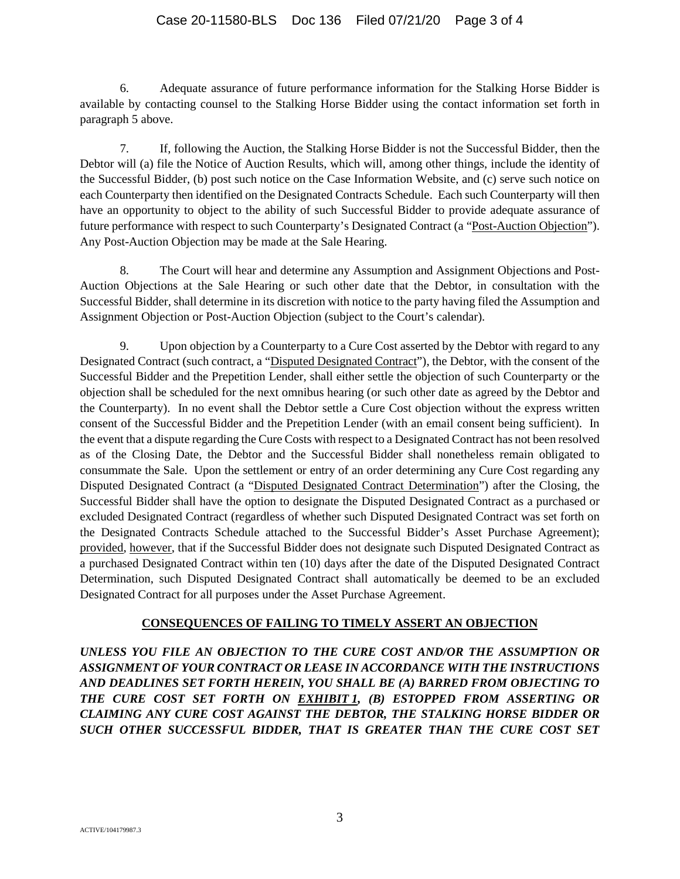6. Adequate assurance of future performance information for the Stalking Horse Bidder is available by contacting counsel to the Stalking Horse Bidder using the contact information set forth in paragraph 5 above.

7. If, following the Auction, the Stalking Horse Bidder is not the Successful Bidder, then the Debtor will (a) file the Notice of Auction Results, which will, among other things, include the identity of the Successful Bidder, (b) post such notice on the Case Information Website, and (c) serve such notice on each Counterparty then identified on the Designated Contracts Schedule. Each such Counterparty will then have an opportunity to object to the ability of such Successful Bidder to provide adequate assurance of future performance with respect to such Counterparty's Designated Contract (a "Post-Auction Objection"). Any Post-Auction Objection may be made at the Sale Hearing.

8. The Court will hear and determine any Assumption and Assignment Objections and Post-Auction Objections at the Sale Hearing or such other date that the Debtor, in consultation with the Successful Bidder, shall determine in its discretion with notice to the party having filed the Assumption and Assignment Objection or Post-Auction Objection (subject to the Court's calendar).

9. Upon objection by a Counterparty to a Cure Cost asserted by the Debtor with regard to any Designated Contract (such contract, a "Disputed Designated Contract"), the Debtor, with the consent of the Successful Bidder and the Prepetition Lender, shall either settle the objection of such Counterparty or the objection shall be scheduled for the next omnibus hearing (or such other date as agreed by the Debtor and the Counterparty). In no event shall the Debtor settle a Cure Cost objection without the express written consent of the Successful Bidder and the Prepetition Lender (with an email consent being sufficient). In the event that a dispute regarding the Cure Costs with respect to a Designated Contract has not been resolved as of the Closing Date, the Debtor and the Successful Bidder shall nonetheless remain obligated to consummate the Sale. Upon the settlement or entry of an order determining any Cure Cost regarding any Disputed Designated Contract (a "Disputed Designated Contract Determination") after the Closing, the Successful Bidder shall have the option to designate the Disputed Designated Contract as a purchased or excluded Designated Contract (regardless of whether such Disputed Designated Contract was set forth on the Designated Contracts Schedule attached to the Successful Bidder's Asset Purchase Agreement); provided, however, that if the Successful Bidder does not designate such Disputed Designated Contract as a purchased Designated Contract within ten (10) days after the date of the Disputed Designated Contract Determination, such Disputed Designated Contract shall automatically be deemed to be an excluded Designated Contract for all purposes under the Asset Purchase Agreement.

## CONSEQUENCES OF FAILING TO TIMELY ASSERT AN OBJECTION

***UNLESS YOU FILE AN OBJECTION TO THE CURE COST AND/OR THE ASSUMPTION OR ASSIGNMENT OF YOUR CONTRACT OR LEASE IN ACCORDANCE WITH THE INSTRUCTIONS AND DEADLINES SET FORTH HEREIN, YOU SHALL BE (A) BARRED FROM OBJECTING TO THE CURE COST SET FORTH ON EXHIBIT 1, (B) ESTOPPED FROM ASSERTING OR CLAIMING ANY CURE COST AGAINST THE DEBTOR, THE STALKING HORSE BIDDER OR SUCH OTHER SUCCESSFUL BIDDER, THAT IS GREATER THAN THE CURE COST SET***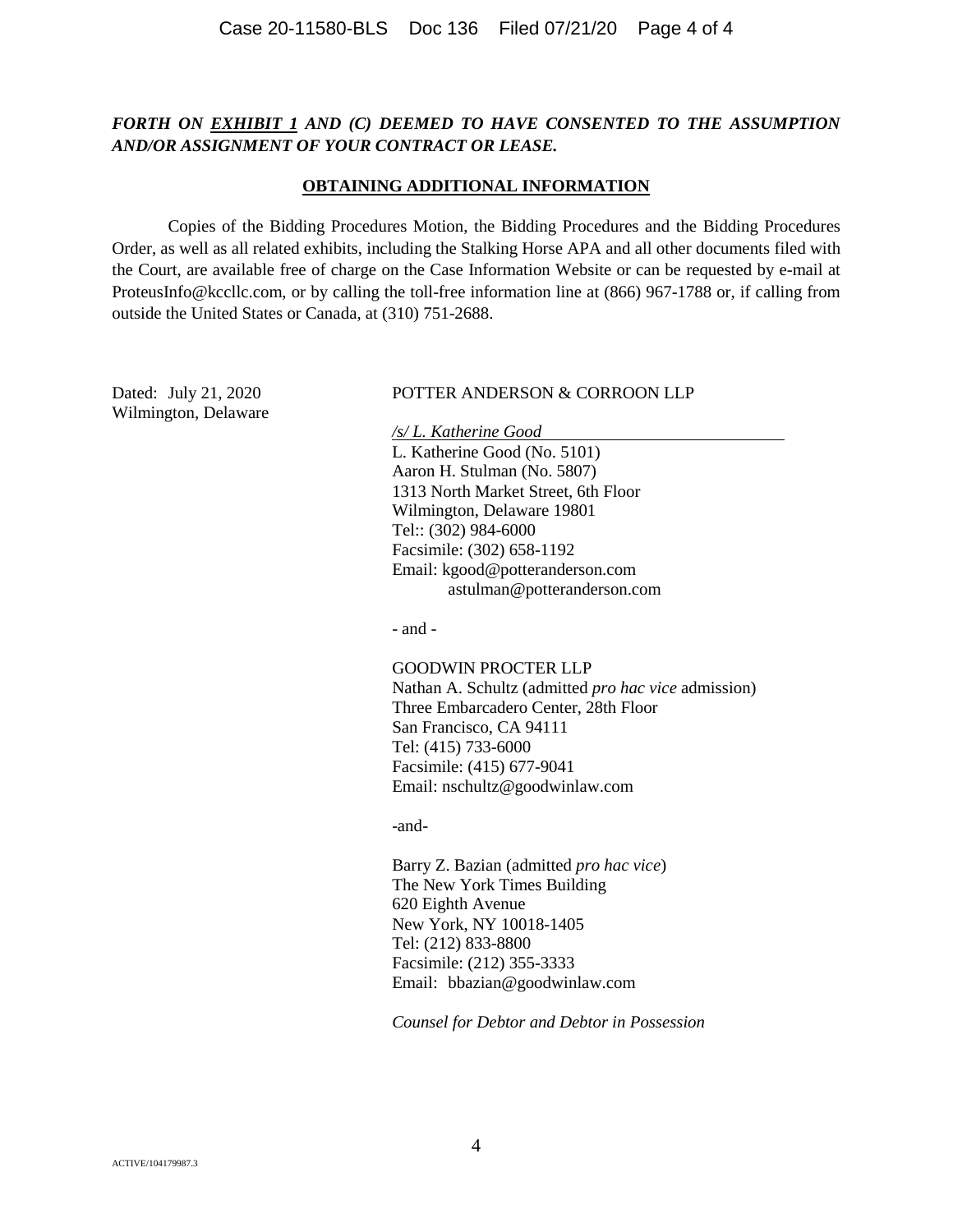***FORTH ON EXHIBIT 1 AND (C) DEEMED TO HAVE CONSENTED TO THE ASSUMPTION AND/OR ASSIGNMENT OF YOUR CONTRACT OR LEASE.***

## OBTAINING ADDITIONAL INFORMATION

Copies of the Bidding Procedures Motion, the Bidding Procedures and the Bidding Procedures Order, as well as all related exhibits, including the Stalking Horse APA and all other documents filed with the Court, are available free of charge on the Case Information Website or can be requested by e-mail at ProteusInfo@kccllc.com, or by calling the toll-free information line at (866) 967-1788 or, if calling from outside the United States or Canada, at (310) 751-2688.

Dated: July 21, 2020
Wilmington, Delaware

POTTER ANDERSON & CORROON LLP

*/s/ L. Katherine Good*
L. Katherine Good (No. 5101)
Aaron H. Stulman (No. 5807)
1313 North Market Street, 6th Floor
Wilmington, Delaware 19801
Tel:: (302) 984-6000
Facsimile: (302) 658-1192
Email: kgood@potteranderson.com
astulman@potteranderson.com

- and -

GOODWIN PROCTER LLP
Nathan A. Schultz (admitted *pro hac vice* admission)
Three Embarcadero Center, 28th Floor
San Francisco, CA 94111
Tel: (415) 733-6000
Facsimile: (415) 677-9041
Email: nschultz@goodwinlaw.com

-and-

Barry Z. Bazian (admitted *pro hac vice*)
The New York Times Building
620 Eighth Avenue
New York, NY 10018-1405
Tel: (212) 833-8800
Facsimile: (212) 355-3333
Email: bbazian@goodwinlaw.com

*Counsel for Debtor and Debtor in Possession*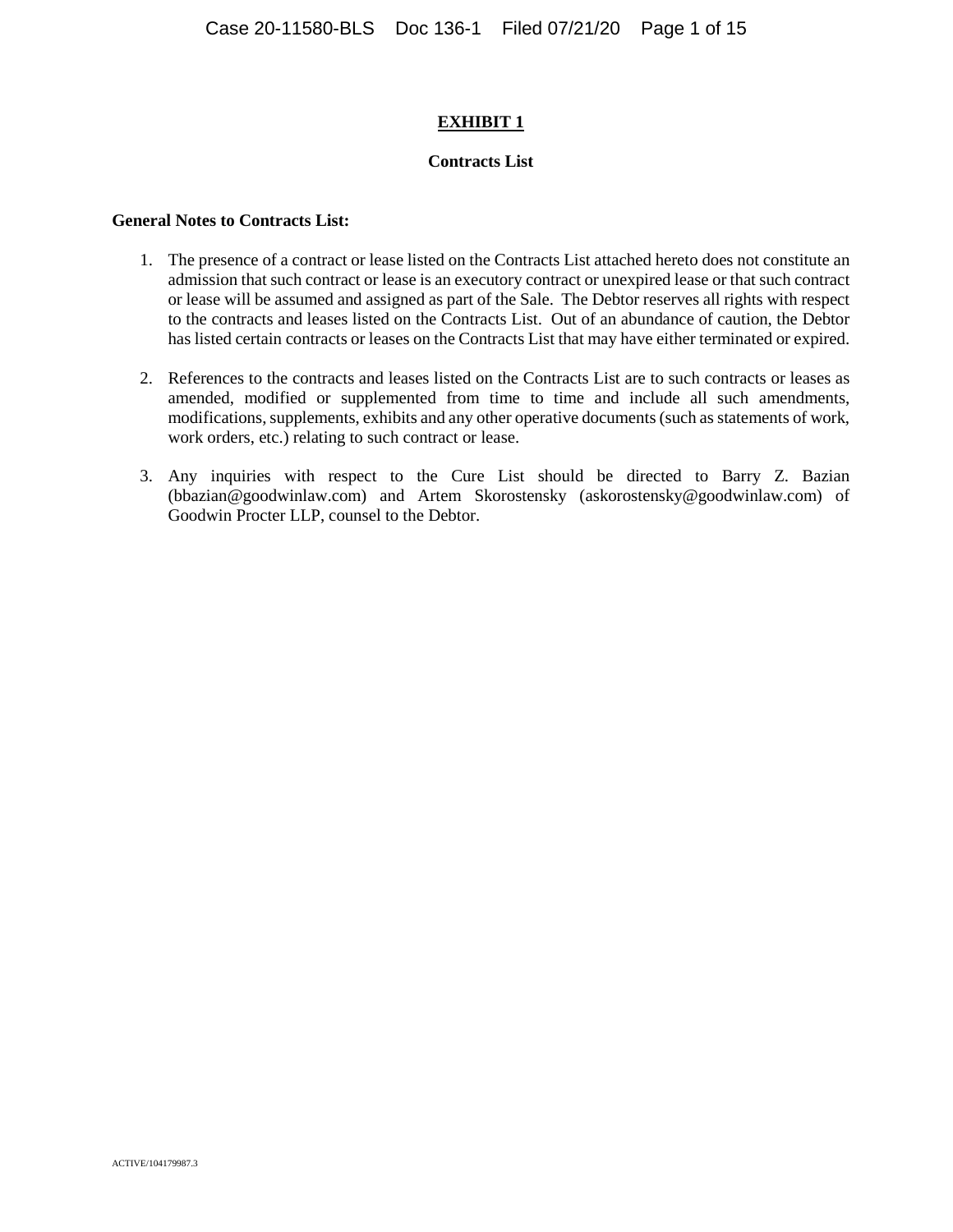# EXHIBIT 1

## Contracts List

**General Notes to Contracts List:**

1. The presence of a contract or lease listed on the Contracts List attached hereto does not constitute an admission that such contract or lease is an executory contract or unexpired lease or that such contract or lease will be assumed and assigned as part of the Sale. The Debtor reserves all rights with respect to the contracts and leases listed on the Contracts List. Out of an abundance of caution, the Debtor has listed certain contracts or leases on the Contracts List that may have either terminated or expired.

2. References to the contracts and leases listed on the Contracts List are to such contracts or leases as amended, modified or supplemented from time to time and include all such amendments, modifications, supplements, exhibits and any other operative documents (such as statements of work, work orders, etc.) relating to such contract or lease.

3. Any inquiries with respect to the Cure List should be directed to Barry Z. Bazian (bbazian@goodwinlaw.com) and Artem Skorostensky (askorostensky@goodwinlaw.com) of Goodwin Procter LLP, counsel to the Debtor.

ACTIVE/104179987.3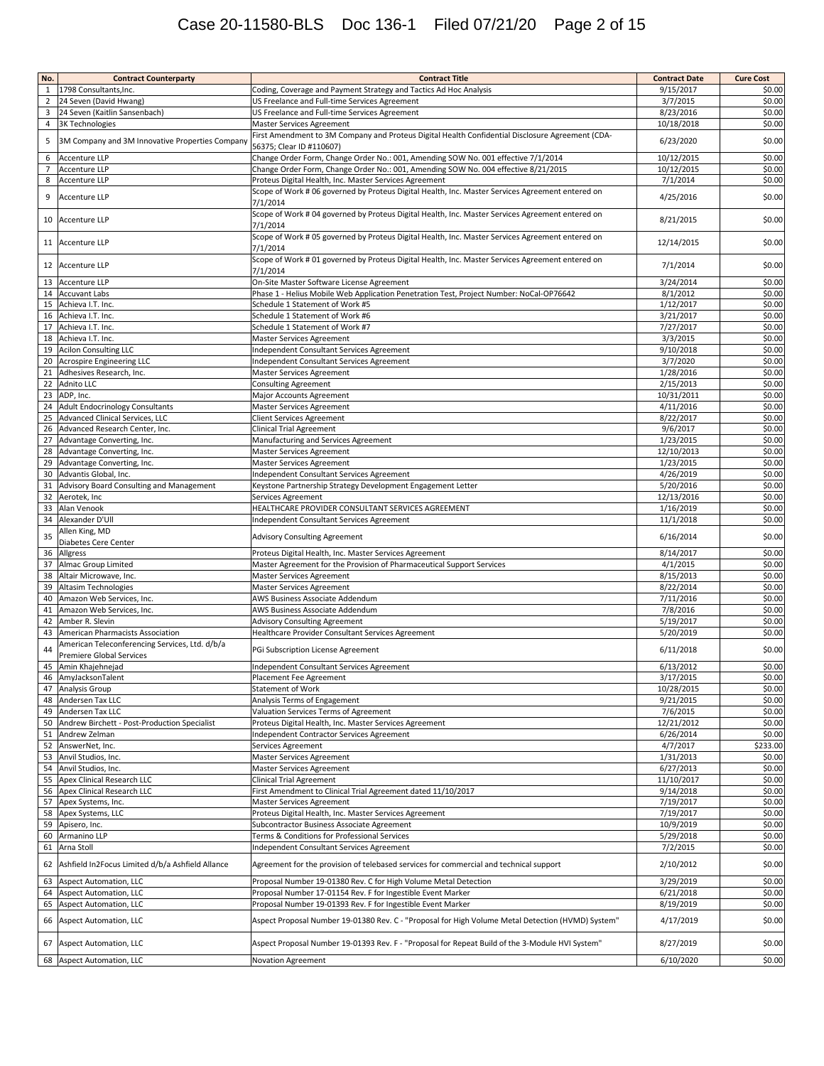| No. | Contract Counterparty | Contract Title | Contract Date | Cure Cost |
|---|---|---|---|---|
| 1 | 1798 Consultants,Inc. | Coding, Coverage and Payment Strategy and Tactics Ad Hoc Analysis | 9/15/2017 | $0.00 |
| 2 | 24 Seven (David Hwang) | US Freelance and Full-time Services Agreement | 3/7/2015 | $0.00 |
| 3 | 24 Seven (Kaitlin Sansenbach) | US Freelance and Full-time Services Agreement | 8/23/2016 | $0.00 |
| 4 | 3K Technologies | Master Services Agreement | 10/18/2018 | $0.00 |
| 5 | 3M Company and 3M Innovative Properties Company | First Amendment to 3M Company and Proteus Digital Health Confidential Disclosure Agreement (CDA-56375; Clear ID #110607) | 6/23/2020 | $0.00 |
| 6 | Accenture LLP | Change Order Form, Change Order No.: 001, Amending SOW No. 001 effective 7/1/2014 | 10/12/2015 | $0.00 |
| 7 | Accenture LLP | Change Order Form, Change Order No.: 001, Amending SOW No. 004 effective 8/21/2015 | 10/12/2015 | $0.00 |
| 8 | Accenture LLP | Proteus Digital Health, Inc. Master Services Agreement | 7/1/2014 | $0.00 |
| 9 | Accenture LLP | Scope of Work # 06 governed by Proteus Digital Health, Inc. Master Services Agreement entered on 7/1/2014 | 4/25/2016 | $0.00 |
| 10 | Accenture LLP | Scope of Work # 04 governed by Proteus Digital Health, Inc. Master Services Agreement entered on 7/1/2014 | 8/21/2015 | $0.00 |
| 11 | Accenture LLP | Scope of Work # 05 governed by Proteus Digital Health, Inc. Master Services Agreement entered on 7/1/2014 | 12/14/2015 | $0.00 |
| 12 | Accenture LLP | Scope of Work # 01 governed by Proteus Digital Health, Inc. Master Services Agreement entered on 7/1/2014 | 7/1/2014 | $0.00 |
| 13 | Accenture LLP | On-Site Master Software License Agreement | 3/24/2014 | $0.00 |
| 14 | Accuvant Labs | Phase 1 - Helius Mobile Web Application Penetration Test, Project Number: NoCal-OP76642 | 8/1/2012 | $0.00 |
| 15 | Achieva I.T. Inc. | Schedule 1 Statement of Work #5 | 1/12/2017 | $0.00 |
| 16 | Achieva I.T. Inc. | Schedule 1 Statement of Work #6 | 3/21/2017 | $0.00 |
| 17 | Achieva I.T. Inc. | Schedule 1 Statement of Work #7 | 7/27/2017 | $0.00 |
| 18 | Achieva I.T. Inc. | Master Services Agreement | 3/3/2015 | $0.00 |
| 19 | Acilon Consulting LLC | Independent Consultant Services Agreement | 9/10/2018 | $0.00 |
| 20 | Acrospire Engineering LLC | Independent Consultant Services Agreement | 3/7/2020 | $0.00 |
| 21 | Adhesives Research, Inc. | Master Services Agreement | 1/28/2016 | $0.00 |
| 22 | Adnito LLC | Consulting Agreement | 2/15/2013 | $0.00 |
| 23 | ADP, Inc. | Major Accounts Agreement | 10/31/2011 | $0.00 |
| 24 | Adult Endocrinology Consultants | Master Services Agreement | 4/11/2016 | $0.00 |
| 25 | Advanced Clinical Services, LLC | Client Services Agreement | 8/22/2017 | $0.00 |
| 26 | Advanced Research Center, Inc. | Clinical Trial Agreement | 9/6/2017 | $0.00 |
| 27 | Advantage Converting, Inc. | Manufacturing and Services Agreement | 1/23/2015 | $0.00 |
| 28 | Advantage Converting, Inc. | Master Services Agreement | 12/10/2013 | $0.00 |
| 29 | Advantage Converting, Inc. | Master Services Agreement | 1/23/2015 | $0.00 |
| 30 | Advantis Global, Inc. | Independent Consultant Services Agreement | 4/26/2019 | $0.00 |
| 31 | Advisory Board Consulting and Management | Keystone Partnership Strategy Development Engagement Letter | 5/20/2016 | $0.00 |
| 32 | Aerotek, Inc | Services Agreement | 12/13/2016 | $0.00 |
| 33 | Alan Venook | HEALTHCARE PROVIDER CONSULTANT SERVICES AGREEMENT | 1/16/2019 | $0.00 |
| 34 | Alexander D'Ull | Independent Consultant Services Agreement | 11/1/2018 | $0.00 |
| 35 | Allen King, MD Diabetes Cere Center | Advisory Consulting Agreement | 6/16/2014 | $0.00 |
| 36 | Allgress | Proteus Digital Health, Inc. Master Services Agreement | 8/14/2017 | $0.00 |
| 37 | Almac Group Limited | Master Agreement for the Provision of Pharmaceutical Support Services | 4/1/2015 | $0.00 |
| 38 | Altair Microwave, Inc. | Master Services Agreement | 8/15/2013 | $0.00 |
| 39 | Altasim Technologies | Master Services Agreement | 8/22/2014 | $0.00 |
| 40 | Amazon Web Services, Inc. | AWS Business Associate Addendum | 7/11/2016 | $0.00 |
| 41 | Amazon Web Services, Inc. | AWS Business Associate Addendum | 7/8/2016 | $0.00 |
| 42 | Amber R. Slevin | Advisory Consulting Agreement | 5/19/2017 | $0.00 |
| 43 | American Pharmacists Association | Healthcare Provider Consultant Services Agreement | 5/20/2019 | $0.00 |
| 44 | American Teleconferencing Services, Ltd. d/b/a Premiere Global Services | PGi Subscription License Agreement | 6/11/2018 | $0.00 |
| 45 | Amin Khajehnejad | Independent Consultant Services Agreement | 6/13/2012 | $0.00 |
| 46 | AmyJacksonTalent | Placement Fee Agreement | 3/17/2015 | $0.00 |
| 47 | Analysis Group | Statement of Work | 10/28/2015 | $0.00 |
| 48 | Andersen Tax LLC | Analysis Terms of Engagement | 9/21/2015 | $0.00 |
| 49 | Andersen Tax LLC | Valuation Services Terms of Agreement | 7/6/2015 | $0.00 |
| 50 | Andrew Birchett - Post-Production Specialist | Proteus Digital Health, Inc. Master Services Agreement | 12/21/2012 | $0.00 |
| 51 | Andrew Zelman | Independent Contractor Services Agreement | 6/26/2014 | $0.00 |
| 52 | AnswerNet, Inc. | Services Agreement | 4/7/2017 | $233.00 |
| 53 | Anvil Studios, Inc. | Master Services Agreement | 1/31/2013 | $0.00 |
| 54 | Anvil Studios, Inc. | Master Services Agreement | 6/27/2013 | $0.00 |
| 55 | Apex Clinical Research LLC | Clinical Trial Agreement | 11/10/2017 | $0.00 |
| 56 | Apex Clinical Research LLC | First Amendment to Clinical Trial Agreement dated 11/10/2017 | 9/14/2018 | $0.00 |
| 57 | Apex Systems, Inc. | Master Services Agreement | 7/19/2017 | $0.00 |
| 58 | Apex Systems, LLC | Proteus Digital Health, Inc. Master Services Agreement | 7/19/2017 | $0.00 |
| 59 | Apisero, Inc. | Subcontractor Business Associate Agreement | 10/9/2019 | $0.00 |
| 60 | Armanino LLP | Terms & Conditions for Professional Services | 5/29/2018 | $0.00 |
| 61 | Arna Stoll | Independent Consultant Services Agreement | 7/2/2015 | $0.00 |
| 62 | Ashfield In2Focus Limited d/b/a Ashfield Allance | Agreement for the provision of telebased services for commercial and technical support | 2/10/2012 | $0.00 |
| 63 | Aspect Automation, LLC | Proposal Number 19-01380 Rev. C for High Volume Metal Detection | 3/29/2019 | $0.00 |
| 64 | Aspect Automation, LLC | Proposal Number 17-01154 Rev. F for Ingestible Event Marker | 6/21/2018 | $0.00 |
| 65 | Aspect Automation, LLC | Proposal Number 19-01393 Rev. F for Ingestible Event Marker | 8/19/2019 | $0.00 |
| 66 | Aspect Automation, LLC | Aspect Proposal Number 19-01380 Rev. C - "Proposal for High Volume Metal Detection (HVMD) System" | 4/17/2019 | $0.00 |
| 67 | Aspect Automation, LLC | Aspect Proposal Number 19-01393 Rev. F - "Proposal for Repeat Build of the 3-Module HVI System" | 8/27/2019 | $0.00 |
| 68 | Aspect Automation, LLC | Novation Agreement | 6/10/2020 | $0.00 |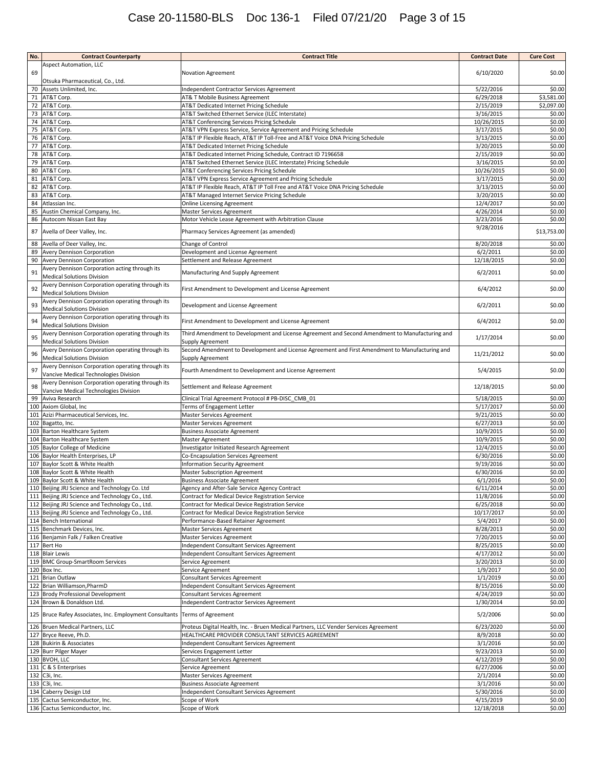| No. | Contract Counterparty | Contract Title | Contract Date | Cure Cost |
|---|---|---|---|---|
| 69 | Aspect Automation, LLC<br><br>Otsuka Pharmaceutical, Co., Ltd. | Novation Agreement | 6/10/2020 | $0.00 |
| 70 | Assets Unlimited, Inc. | Independent Contractor Services Agreement | 5/22/2016 | $0.00 |
| 71 | AT&T Corp. | AT& T Mobile Business Agreement | 6/29/2018 | $3,581.00 |
| 72 | AT&T Corp. | AT&T Dedicated Internet Pricing Schedule | 2/15/2019 | $2,097.00 |
| 73 | AT&T Corp. | AT&T Switched Ethernet Service (ILEC Interstate) | 3/16/2015 | $0.00 |
| 74 | AT&T Corp. | AT&T Conferencing Services Pricing Schedule | 10/26/2015 | $0.00 |
| 75 | AT&T Corp. | AT&T VPN Express Service, Service Agreement and Pricing Schedule | 3/17/2015 | $0.00 |
| 76 | AT&T Corp. | AT&T IP Flexible Reach, AT&T IP Toll-Free and AT&T Voice DNA Pricing Schedule | 3/13/2015 | $0.00 |
| 77 | AT&T Corp. | AT&T Dedicated Internet Pricing Schedule | 3/20/2015 | $0.00 |
| 78 | AT&T Corp. | AT&T Dedicated Internet Pricing Schedule, Contract ID 7196658 | 2/15/2019 | $0.00 |
| 79 | AT&T Corp. | AT&T Switched Ethernet Service (ILEC Interstate) Pricing Schedule | 3/16/2015 | $0.00 |
| 80 | AT&T Corp. | AT&T Conferencing Services Pricing Schedule | 10/26/2015 | $0.00 |
| 81 | AT&T Corp. | AT&T VPN Express Service Agreement and Pricing Schedule | 3/17/2015 | $0.00 |
| 82 | AT&T Corp. | AT&T IP Flexible Reach, AT&T IP Toll Free and AT&T Voice DNA Pricing Schedule | 3/13/2015 | $0.00 |
| 83 | AT&T Corp. | AT&T Managed Internet Service Pricing Schedule | 3/20/2015 | $0.00 |
| 84 | Atlassian Inc. | Online Licensing Agreement | 12/4/2017 | $0.00 |
| 85 | Austin Chemical Company, Inc. | Master Services Agreement | 4/26/2014 | $0.00 |
| 86 | Autocom Nissan East Bay | Motor Vehicle Lease Agreement with Arbitration Clause | 3/23/2016 | $0.00 |
| 87 | Avella of Deer Valley, Inc. | Pharmacy Services Agreement (as amended) | 9/28/2016 | $13,753.00 |
| 88 | Avella of Deer Valley, Inc. | Change of Control | 8/20/2018 | $0.00 |
| 89 | Avery Dennison Corporation | Development and License Agreement | 6/2/2011 | $0.00 |
| 90 | Avery Dennison Corporation | Settlement and Release Agreement | 12/18/2015 | $0.00 |
| 91 | Avery Dennison Corporation acting through its Medical Solutions Division | Manufacturing And Supply Agreement | 6/2/2011 | $0.00 |
| 92 | Avery Dennison Corporation operating through its Medical Solutions Division | First Amendment to Development and License Agreement | 6/4/2012 | $0.00 |
| 93 | Avery Dennison Corporation operating through its Medical Solutions Division | Development and License Agreement | 6/2/2011 | $0.00 |
| 94 | Avery Dennison Corporation operating through its Medical Solutions Division | First Amendment to Development and License Agreement | 6/4/2012 | $0.00 |
| 95 | Avery Dennison Corporation operating through its Medical Solutions Division | Third Amendment to Development and License Agreement and Second Amendment to Manufacturing and Supply Agreement | 1/17/2014 | $0.00 |
| 96 | Avery Dennison Corporation operating through its Medical Solutions Division | Second Amendment to Development and License Agreement and First Amendment to Manufacturing and Supply Agreement | 11/21/2012 | $0.00 |
| 97 | Avery Dennison Corporation operating through its Vancive Medical Technologies Division | Fourth Amendment to Development and License Agreement | 5/4/2015 | $0.00 |
| 98 | Avery Dennison Corporation operating through its Vancive Medical Technologies Division | Settlement and Release Agreement | 12/18/2015 | $0.00 |
| 99 | Aviva Research | Clinical Trial Agreement Protocol # PB-DISC_CMB_01 | 5/18/2015 | $0.00 |
| 100 | Axiom Global, Inc | Terms of Engagement Letter | 5/17/2017 | $0.00 |
| 101 | Azizi Pharmaceutical Services, Inc. | Master Services Agreement | 9/21/2015 | $0.00 |
| 102 | Bagatto, Inc. | Master Services Agreement | 6/27/2013 | $0.00 |
| 103 | Barton Healthcare System | Business Associate Agreement | 10/9/2015 | $0.00 |
| 104 | Barton Healthcare System | Master Agreement | 10/9/2015 | $0.00 |
| 105 | Baylor College of Medicine | Investigator Initiated Research Agreement | 12/4/2015 | $0.00 |
| 106 | Baylor Health Enterprises, LP | Co-Encapsulation Services Agreement | 6/30/2016 | $0.00 |
| 107 | Baylor Scott & White Health | Information Security Agreement | 9/19/2016 | $0.00 |
| 108 | Baylor Scott & White Health | Master Subscription Agreement | 6/30/2016 | $0.00 |
| 109 | Baylor Scott & White Health | Business Associate Agreement | 6/1/2016 | $0.00 |
| 110 | Beijing JRJ Science and Technology Co. Ltd | Agency and After-Sale Service Agency Contract | 6/11/2014 | $0.00 |
| 111 | Beijing JRJ Science and Technology Co., Ltd. | Contract for Medical Device Registration Service | 11/8/2016 | $0.00 |
| 112 | Beijing JRJ Science and Technology Co., Ltd. | Contract for Medical Device Registration Service | 6/25/2018 | $0.00 |
| 113 | Beijing JRJ Science and Technology Co., Ltd. | Contract for Medical Device Registration Service | 10/17/2017 | $0.00 |
| 114 | Bench International | Performance-Based Retainer Agreement | 5/4/2017 | $0.00 |
| 115 | Benchmark Devices, Inc. | Master Services Agreement | 8/28/2013 | $0.00 |
| 116 | Benjamin Falk / Falken Creative | Master Services Agreement | 7/20/2015 | $0.00 |
| 117 | Bert Ho | Independent Consultant Services Agreement | 8/25/2015 | $0.00 |
| 118 | Blair Lewis | Independent Consultant Services Agreement | 4/17/2012 | $0.00 |
| 119 | BMC Group-SmartRoom Services | Service Agreement | 3/20/2013 | $0.00 |
| 120 | Box Inc. | Service Agreement | 1/9/2017 | $0.00 |
| 121 | Brian Outlaw | Consultant Services Agreement | 1/1/2019 | $0.00 |
| 122 | Brian Williamson,PharmD | Independent Consultant Services Agreement | 8/15/2016 | $0.00 |
| 123 | Brody Professional Development | Consultant Services Agreement | 4/24/2019 | $0.00 |
| 124 | Brown & Donaldson Ltd. | Independent Contractor Services Agreement | 1/30/2014 | $0.00 |
| 125 | Bruce Rafey Associates, Inc. Employment Consultants | Terms of Agreement | 5/2/2006 | $0.00 |
| 126 | Bruen Medical Partners, LLC | Proteus Digital Health, Inc. - Bruen Medical Partners, LLC Vender Services Agreement | 6/23/2020 | $0.00 |
| 127 | Bryce Reeve, Ph.D. | HEALTHCARE PROVIDER CONSULTANT SERVICES AGREEMENT | 8/9/2018 | $0.00 |
| 128 | Bukirin & Associates | Independent Consultant Services Agreement | 3/1/2016 | $0.00 |
| 129 | Burr Pilger Mayer | Services Engagement Letter | 9/23/2013 | $0.00 |
| 130 | BVOH, LLC | Consultant Services Agreement | 4/12/2019 | $0.00 |
| 131 | C & S Enterprises | Service Agreement | 6/27/2006 | $0.00 |
| 132 | C3i, Inc. | Master Services Agreement | 2/1/2014 | $0.00 |
| 133 | C3i, Inc. | Business Associate Agreement | 3/1/2016 | $0.00 |
| 134 | Caberry Design Ltd | Independent Consultant Services Agreement | 5/30/2016 | $0.00 |
| 135 | Cactus Semiconductor, Inc. | Scope of Work | 4/15/2019 | $0.00 |
| 136 | Cactus Semiconductor, Inc. | Scope of Work | 12/18/2018 | $0.00 |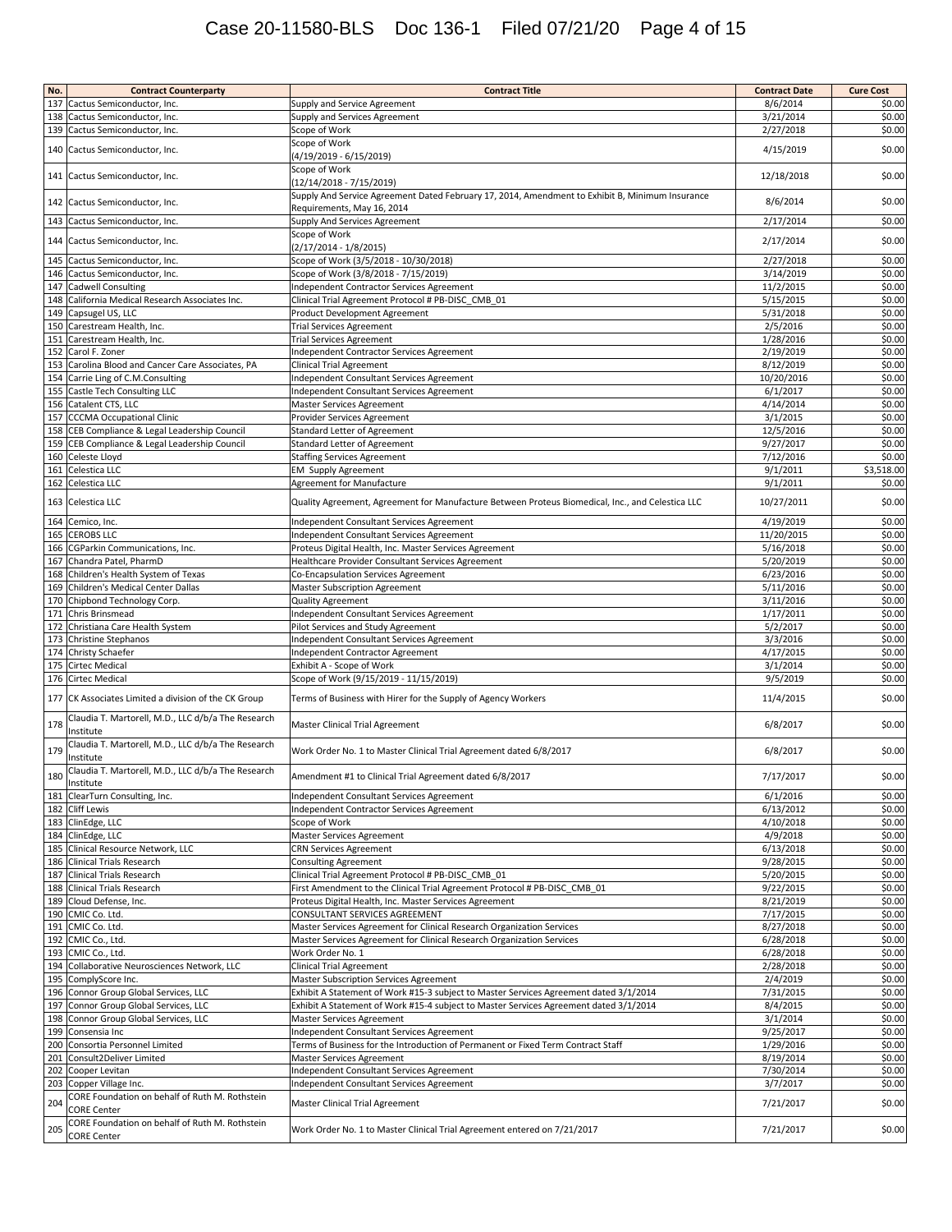| No. | Contract Counterparty | Contract Title | Contract Date | Cure Cost |
|---|---|---|---|---|
| 137 | Cactus Semiconductor, Inc. | Supply and Service Agreement | 8/6/2014 | $0.00 |
| 138 | Cactus Semiconductor, Inc. | Supply and Services Agreement | 3/21/2014 | $0.00 |
| 139 | Cactus Semiconductor, Inc. | Scope of Work | 2/27/2018 | $0.00 |
| 140 | Cactus Semiconductor, Inc. | Scope of Work (4/19/2019 - 6/15/2019) | 4/15/2019 | $0.00 |
| 141 | Cactus Semiconductor, Inc. | Scope of Work (12/14/2018 - 7/15/2019) | 12/18/2018 | $0.00 |
| 142 | Cactus Semiconductor, Inc. | Supply And Service Agreement Dated February 17, 2014, Amendment to Exhibit B, Minimum Insurance Requirements, May 16, 2014 | 8/6/2014 | $0.00 |
| 143 | Cactus Semiconductor, Inc. | Supply And Services Agreement | 2/17/2014 | $0.00 |
| 144 | Cactus Semiconductor, Inc. | Scope of Work (2/17/2014 - 1/8/2015) | 2/17/2014 | $0.00 |
| 145 | Cactus Semiconductor, Inc. | Scope of Work (3/5/2018 - 10/30/2018) | 2/27/2018 | $0.00 |
| 146 | Cactus Semiconductor, Inc. | Scope of Work (3/8/2018 - 7/15/2019) | 3/14/2019 | $0.00 |
| 147 | Cadwell Consulting | Independent Contractor Services Agreement | 11/2/2015 | $0.00 |
| 148 | California Medical Research Associates Inc. | Clinical Trial Agreement Protocol # PB-DISC_CMB_01 | 5/15/2015 | $0.00 |
| 149 | Capsugel US, LLC | Product Development Agreement | 5/31/2018 | $0.00 |
| 150 | Carestream Health, Inc. | Trial Services Agreement | 2/5/2016 | $0.00 |
| 151 | Carestream Health, Inc. | Trial Services Agreement | 1/28/2016 | $0.00 |
| 152 | Carol F. Zoner | Independent Contractor Services Agreement | 2/19/2019 | $0.00 |
| 153 | Carolina Blood and Cancer Care Associates, PA | Clinical Trial Agreement | 8/12/2019 | $0.00 |
| 154 | Carrie Ling of C.M.Consulting | Independent Consultant Services Agreement | 10/20/2016 | $0.00 |
| 155 | Castle Tech Consulting LLC | Independent Consultant Services Agreement | 6/1/2017 | $0.00 |
| 156 | Catalent CTS, LLC | Master Services Agreement | 4/14/2014 | $0.00 |
| 157 | CCCMA Occupational Clinic | Provider Services Agreement | 3/1/2015 | $0.00 |
| 158 | CEB Compliance & Legal Leadership Council | Standard Letter of Agreement | 12/5/2016 | $0.00 |
| 159 | CEB Compliance & Legal Leadership Council | Standard Letter of Agreement | 9/27/2017 | $0.00 |
| 160 | Celeste Lloyd | Staffing Services Agreement | 7/12/2016 | $0.00 |
| 161 | Celestica LLC | EM Supply Agreement | 9/1/2011 | $3,518.00 |
| 162 | Celestica LLC | Agreement for Manufacture | 9/1/2011 | $0.00 |
| 163 | Celestica LLC | Quality Agreement, Agreement for Manufacture Between Proteus Biomedical, Inc., and Celestica LLC | 10/27/2011 | $0.00 |
| 164 | Cemico, Inc. | Independent Consultant Services Agreement | 4/19/2019 | $0.00 |
| 165 | CEROBS LLC | Independent Consultant Services Agreement | 11/20/2015 | $0.00 |
| 166 | CGParkin Communications, Inc. | Proteus Digital Health, Inc. Master Services Agreement | 5/16/2018 | $0.00 |
| 167 | Chandra Patel, PharmD | Healthcare Provider Consultant Services Agreement | 5/20/2019 | $0.00 |
| 168 | Children's Health System of Texas | Co-Encapsulation Services Agreement | 6/23/2016 | $0.00 |
| 169 | Children's Medical Center Dallas | Master Subscription Agreement | 5/11/2016 | $0.00 |
| 170 | Chipbond Technology Corp. | Quality Agreement | 3/11/2016 | $0.00 |
| 171 | Chris Brinsmead | Independent Consultant Services Agreement | 1/17/2011 | $0.00 |
| 172 | Christiana Care Health System | Pilot Services and Study Agreement | 5/2/2017 | $0.00 |
| 173 | Christine Stephanos | Independent Consultant Services Agreement | 3/3/2016 | $0.00 |
| 174 | Christy Schaefer | Independent Contractor Agreement | 4/17/2015 | $0.00 |
| 175 | Cirtec Medical | Exhibit A - Scope of Work | 3/1/2014 | $0.00 |
| 176 | Cirtec Medical | Scope of Work (9/15/2019 - 11/15/2019) | 9/5/2019 | $0.00 |
| 177 | CK Associates Limited a division of the CK Group | Terms of Business with Hirer for the Supply of Agency Workers | 11/4/2015 | $0.00 |
| 178 | Claudia T. Martorell, M.D., LLC d/b/a The Research Institute | Master Clinical Trial Agreement | 6/8/2017 | $0.00 |
| 179 | Claudia T. Martorell, M.D., LLC d/b/a The Research Institute | Work Order No. 1 to Master Clinical Trial Agreement dated 6/8/2017 | 6/8/2017 | $0.00 |
| 180 | Claudia T. Martorell, M.D., LLC d/b/a The Research Institute | Amendment #1 to Clinical Trial Agreement dated 6/8/2017 | 7/17/2017 | $0.00 |
| 181 | ClearTurn Consulting, Inc. | Independent Consultant Services Agreement | 6/1/2016 | $0.00 |
| 182 | Cliff Lewis | Independent Contractor Services Agreement | 6/13/2012 | $0.00 |
| 183 | ClinEdge, LLC | Scope of Work | 4/10/2018 | $0.00 |
| 184 | ClinEdge, LLC | Master Services Agreement | 4/9/2018 | $0.00 |
| 185 | Clinical Resource Network, LLC | CRN Services Agreement | 6/13/2018 | $0.00 |
| 186 | Clinical Trials Research | Consulting Agreement | 9/28/2015 | $0.00 |
| 187 | Clinical Trials Research | Clinical Trial Agreement Protocol # PB-DISC_CMB_01 | 5/20/2015 | $0.00 |
| 188 | Clinical Trials Research | First Amendment to the Clinical Trial Agreement Protocol # PB-DISC_CMB_01 | 9/22/2015 | $0.00 |
| 189 | Cloud Defense, Inc. | Proteus Digital Health, Inc. Master Services Agreement | 8/21/2019 | $0.00 |
| 190 | CMIC Co. Ltd. | CONSULTANT SERVICES AGREEMENT | 7/17/2015 | $0.00 |
| 191 | CMIC Co. Ltd. | Master Services Agreement for Clinical Research Organization Services | 8/27/2018 | $0.00 |
| 192 | CMIC Co., Ltd. | Master Services Agreement for Clinical Research Organization Services | 6/28/2018 | $0.00 |
| 193 | CMIC Co., Ltd. | Work Order No. 1 | 6/28/2018 | $0.00 |
| 194 | Collaborative Neurosciences Network, LLC | Clinical Trial Agreement | 2/28/2018 | $0.00 |
| 195 | ComplyScore Inc. | Master Subscription Services Agreement | 2/4/2019 | $0.00 |
| 196 | Connor Group Global Services, LLC | Exhibit A Statement of Work #15-3 subject to Master Services Agreement dated 3/1/2014 | 7/31/2015 | $0.00 |
| 197 | Connor Group Global Services, LLC | Exhibit A Statement of Work #15-4 subject to Master Services Agreement dated 3/1/2014 | 8/4/2015 | $0.00 |
| 198 | Connor Group Global Services, LLC | Master Services Agreement | 3/1/2014 | $0.00 |
| 199 | Consensia Inc | Independent Consultant Services Agreement | 9/25/2017 | $0.00 |
| 200 | Consortia Personnel Limited | Terms of Business for the Introduction of Permanent or Fixed Term Contract Staff | 1/29/2016 | $0.00 |
| 201 | Consult2Deliver Limited | Master Services Agreement | 8/19/2014 | $0.00 |
| 202 | Cooper Levitan | Independent Consultant Services Agreement | 7/30/2014 | $0.00 |
| 203 | Copper Village Inc. | Independent Consultant Services Agreement | 3/7/2017 | $0.00 |
| 204 | CORE Foundation on behalf of Ruth M. Rothstein CORE Center | Master Clinical Trial Agreement | 7/21/2017 | $0.00 |
| 205 | CORE Foundation on behalf of Ruth M. Rothstein CORE Center | Work Order No. 1 to Master Clinical Trial Agreement entered on 7/21/2017 | 7/21/2017 | $0.00 |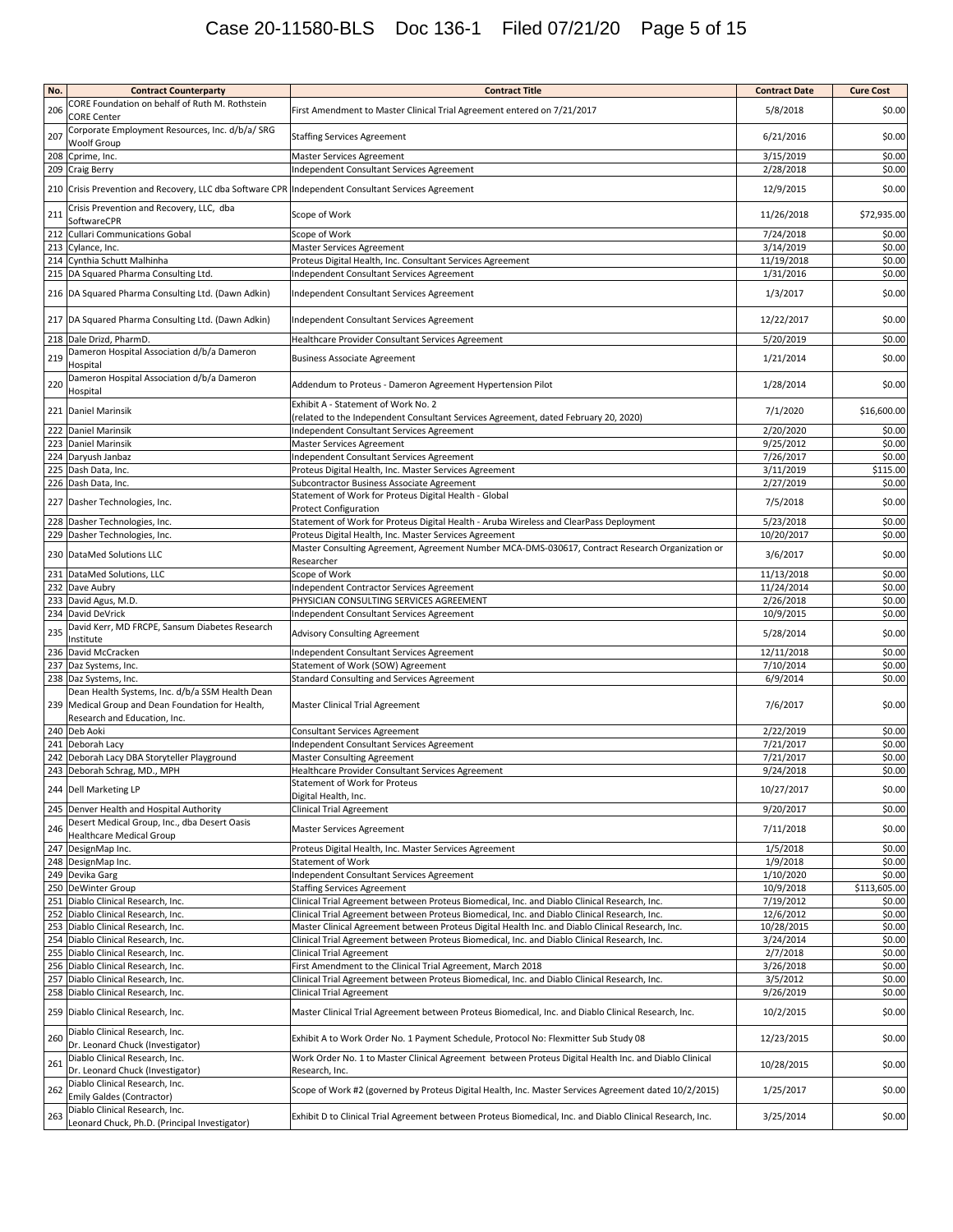| No. | Contract Counterparty | Contract Title | Contract Date | Cure Cost |
|---|---|---|---|---|
| 206 | CORE Foundation on behalf of Ruth M. Rothstein CORE Center | First Amendment to Master Clinical Trial Agreement entered on 7/21/2017 | 5/8/2018 | $0.00 |
| 207 | Corporate Employment Resources, Inc. d/b/a/ SRG Woolf Group | Staffing Services Agreement | 6/21/2016 | $0.00 |
| 208 | Cprime, Inc. | Master Services Agreement | 3/15/2019 | $0.00 |
| 209 | Craig Berry | Independent Consultant Services Agreement | 2/28/2018 | $0.00 |
| 210 | Crisis Prevention and Recovery, LLC dba Software CPR | Independent Consultant Services Agreement | 12/9/2015 | $0.00 |
| 211 | Crisis Prevention and Recovery, LLC, dba SoftwareCPR | Scope of Work | 11/26/2018 | $72,935.00 |
| 212 | Cullari Communications Gobal | Scope of Work | 7/24/2018 | $0.00 |
| 213 | Cylance, Inc. | Master Services Agreement | 3/14/2019 | $0.00 |
| 214 | Cynthia Schutt Malhinha | Proteus Digital Health, Inc. Consultant Services Agreement | 11/19/2018 | $0.00 |
| 215 | DA Squared Pharma Consulting Ltd. | Independent Consultant Services Agreement | 1/31/2016 | $0.00 |
| 216 | DA Squared Pharma Consulting Ltd. (Dawn Adkin) | Independent Consultant Services Agreement | 1/3/2017 | $0.00 |
| 217 | DA Squared Pharma Consulting Ltd. (Dawn Adkin) | Independent Consultant Services Agreement | 12/22/2017 | $0.00 |
| 218 | Dale Drizd, PharmD. | Healthcare Provider Consultant Services Agreement | 5/20/2019 | $0.00 |
| 219 | Dameron Hospital Association d/b/a Dameron Hospital | Business Associate Agreement | 1/21/2014 | $0.00 |
| 220 | Dameron Hospital Association d/b/a Dameron Hospital | Addendum to Proteus - Dameron Agreement Hypertension Pilot | 1/28/2014 | $0.00 |
| 221 | Daniel Marinsik | Exhibit A - Statement of Work No. 2 (related to the Independent Consultant Services Agreement, dated February 20, 2020) | 7/1/2020 | $16,600.00 |
| 222 | Daniel Marinsik | Independent Consultant Services Agreement | 2/20/2020 | $0.00 |
| 223 | Daniel Marinsik | Master Services Agreement | 9/25/2012 | $0.00 |
| 224 | Daryush Janbaz | Independent Consultant Services Agreement | 7/26/2017 | $0.00 |
| 225 | Dash Data, Inc. | Proteus Digital Health, Inc. Master Services Agreement | 3/11/2019 | $115.00 |
| 226 | Dash Data, Inc. | Subcontractor Business Associate Agreement | 2/27/2019 | $0.00 |
| 227 | Dasher Technologies, Inc. | Statement of Work for Proteus Digital Health - Global Protect Configuration | 7/5/2018 | $0.00 |
| 228 | Dasher Technologies, Inc. | Statement of Work for Proteus Digital Health - Aruba Wireless and ClearPass Deployment | 5/23/2018 | $0.00 |
| 229 | Dasher Technologies, Inc. | Proteus Digital Health, Inc. Master Services Agreement | 10/20/2017 | $0.00 |
| 230 | DataMed Solutions LLC | Master Consulting Agreement, Agreement Number MCA-DMS-030617, Contract Research Organization or Researcher | 3/6/2017 | $0.00 |
| 231 | DataMed Solutions, LLC | Scope of Work | 11/13/2018 | $0.00 |
| 232 | Dave Aubry | Independent Contractor Services Agreement | 11/24/2014 | $0.00 |
| 233 | David Agus, M.D. | PHYSICIAN CONSULTING SERVICES AGREEMENT | 2/26/2018 | $0.00 |
| 234 | David DeVrick | Independent Consultant Services Agreement | 10/9/2015 | $0.00 |
| 235 | David Kerr, MD FRCPE, Sansum Diabetes Research Institute | Advisory Consulting Agreement | 5/28/2014 | $0.00 |
| 236 | David McCracken | Independent Consultant Services Agreement | 12/11/2018 | $0.00 |
| 237 | Daz Systems, Inc. | Statement of Work (SOW) Agreement | 7/10/2014 | $0.00 |
| 238 | Daz Systems, Inc. | Standard Consulting and Services Agreement | 6/9/2014 | $0.00 |
| 239 | Dean Health Systems, Inc. d/b/a SSM Health Dean Medical Group and Dean Foundation for Health, Research and Education, Inc. | Master Clinical Trial Agreement | 7/6/2017 | $0.00 |
| 240 | Deb Aoki | Consultant Services Agreement | 2/22/2019 | $0.00 |
| 241 | Deborah Lacy | Independent Consultant Services Agreement | 7/21/2017 | $0.00 |
| 242 | Deborah Lacy DBA Storyteller Playground | Master Consulting Agreement | 7/21/2017 | $0.00 |
| 243 | Deborah Schrag, MD., MPH | Healthcare Provider Consultant Services Agreement | 9/24/2018 | $0.00 |
| 244 | Dell Marketing LP | Statement of Work for Proteus Digital Health, Inc. | 10/27/2017 | $0.00 |
| 245 | Denver Health and Hospital Authority | Clinical Trial Agreement | 9/20/2017 | $0.00 |
| 246 | Desert Medical Group, Inc., dba Desert Oasis Healthcare Medical Group | Master Services Agreement | 7/11/2018 | $0.00 |
| 247 | DesignMap Inc. | Proteus Digital Health, Inc. Master Services Agreement | 1/5/2018 | $0.00 |
| 248 | DesignMap Inc. | Statement of Work | 1/9/2018 | $0.00 |
| 249 | Devika Garg | Independent Consultant Services Agreement | 1/10/2020 | $0.00 |
| 250 | DeWinter Group | Staffing Services Agreement | 10/9/2018 | $113,605.00 |
| 251 | Diablo Clinical Research, Inc. | Clinical Trial Agreement between Proteus Biomedical, Inc. and Diablo Clinical Research, Inc. | 7/19/2012 | $0.00 |
| 252 | Diablo Clinical Research, Inc. | Clinical Trial Agreement between Proteus Biomedical, Inc. and Diablo Clinical Research, Inc. | 12/6/2012 | $0.00 |
| 253 | Diablo Clinical Research, Inc. | Master Clinical Agreement between Proteus Digital Health Inc. and Diablo Clinical Research, Inc. | 10/28/2015 | $0.00 |
| 254 | Diablo Clinical Research, Inc. | Clinical Trial Agreement between Proteus Biomedical, Inc. and Diablo Clinical Research, Inc. | 3/24/2014 | $0.00 |
| 255 | Diablo Clinical Research, Inc. | Clinical Trial Agreement | 2/7/2018 | $0.00 |
| 256 | Diablo Clinical Research, Inc. | First Amendment to the Clinical Trial Agreement, March 2018 | 3/26/2018 | $0.00 |
| 257 | Diablo Clinical Research, Inc. | Clinical Trial Agreement between Proteus Biomedical, Inc. and Diablo Clinical Research, Inc. | 3/5/2012 | $0.00 |
| 258 | Diablo Clinical Research, Inc. | Clinical Trial Agreement | 9/26/2019 | $0.00 |
| 259 | Diablo Clinical Research, Inc. | Master Clinical Trial Agreement between Proteus Biomedical, Inc. and Diablo Clinical Research, Inc. | 10/2/2015 | $0.00 |
| 260 | Diablo Clinical Research, Inc. Dr. Leonard Chuck (Investigator) | Exhibit A to Work Order No. 1 Payment Schedule, Protocol No: Flexmitter Sub Study 08 | 12/23/2015 | $0.00 |
| 261 | Diablo Clinical Research, Inc. Dr. Leonard Chuck (Investigator) | Work Order No. 1 to Master Clinical Agreement between Proteus Digital Health Inc. and Diablo Clinical Research, Inc. | 10/28/2015 | $0.00 |
| 262 | Diablo Clinical Research, Inc. Emily Galdes (Contractor) | Scope of Work #2 (governed by Proteus Digital Health, Inc. Master Services Agreement dated 10/2/2015) | 1/25/2017 | $0.00 |
| 263 | Diablo Clinical Research, Inc. Leonard Chuck, Ph.D. (Principal Investigator) | Exhibit D to Clinical Trial Agreement between Proteus Biomedical, Inc. and Diablo Clinical Research, Inc. | 3/25/2014 | $0.00 |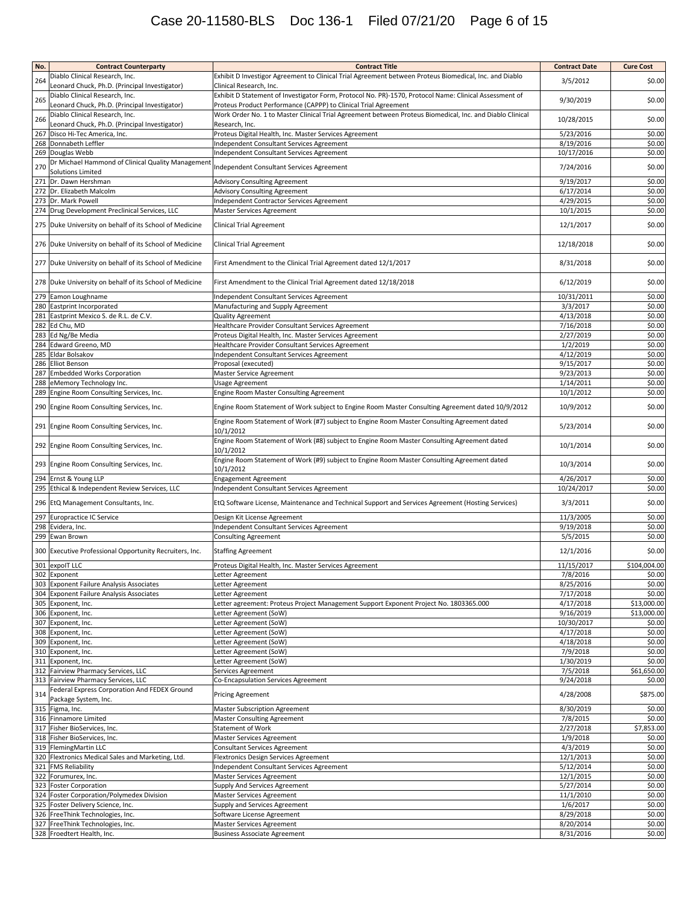| No. | Contract Counterparty | Contract Title | Contract Date | Cure Cost |
|---|---|---|---|---|
| 264 | Diablo Clinical Research, Inc. Leonard Chuck, Ph.D. (Principal Investigator) | Exhibit D Investigor Agreement to Clinical Trial Agreement between Proteus Biomedical, Inc. and Diablo Clinical Research, Inc. | 3/5/2012 | $0.00 |
| 265 | Diablo Clinical Research, Inc. Leonard Chuck, Ph.D. (Principal Investigator) | Exhibit D Statement of Investigator Form, Protocol No. PR)-1570, Protocol Name: Clinical Assessment of Proteus Product Performance (CAPPP) to Clinical Trial Agreement | 9/30/2019 | $0.00 |
| 266 | Diablo Clinical Research, Inc. Leonard Chuck, Ph.D. (Principal Investigator) | Work Order No. 1 to Master Clinical Trial Agreement between Proteus Biomedical, Inc. and Diablo Clinical Research, Inc. | 10/28/2015 | $0.00 |
| 267 | Disco Hi-Tec America, Inc. | Proteus Digital Health, Inc. Master Services Agreement | 5/23/2016 | $0.00 |
| 268 | Donnabeth Leffler | Independent Consultant Services Agreement | 8/19/2016 | $0.00 |
| 269 | Douglas Webb | Independent Consultant Services Agreement | 10/17/2016 | $0.00 |
| 270 | Dr Michael Hammond of Clinical Quality Management Solutions Limited | Independent Consultant Services Agreement | 7/24/2016 | $0.00 |
| 271 | Dr. Dawn Hershman | Advisory Consulting Agreement | 9/19/2017 | $0.00 |
| 272 | Dr. Elizabeth Malcolm | Advisory Consulting Agreement | 6/17/2014 | $0.00 |
| 273 | Dr. Mark Powell | Independent Contractor Services Agreement | 4/29/2015 | $0.00 |
| 274 | Drug Development Preclinical Services, LLC | Master Services Agreement | 10/1/2015 | $0.00 |
| 275 | Duke University on behalf of its School of Medicine | Clinical Trial Agreement | 12/1/2017 | $0.00 |
| 276 | Duke University on behalf of its School of Medicine | Clinical Trial Agreement | 12/18/2018 | $0.00 |
| 277 | Duke University on behalf of its School of Medicine | First Amendment to the Clinical Trial Agreement dated 12/1/2017 | 8/31/2018 | $0.00 |
| 278 | Duke University on behalf of its School of Medicine | First Amendment to the Clinical Trial Agreement dated 12/18/2018 | 6/12/2019 | $0.00 |
| 279 | Eamon Loughname | Independent Consultant Services Agreement | 10/31/2011 | $0.00 |
| 280 | Eastprint Incorporated | Manufacturing and Supply Agreement | 3/3/2017 | $0.00 |
| 281 | Eastprint Mexico S. de R.L. de C.V. | Quality Agreement | 4/13/2018 | $0.00 |
| 282 | Ed Chu, MD | Healthcare Provider Consultant Services Agreement | 7/16/2018 | $0.00 |
| 283 | Ed Ng/Be Media | Proteus Digital Health, Inc. Master Services Agreement | 2/27/2019 | $0.00 |
| 284 | Edward Greeno, MD | Healthcare Provider Consultant Services Agreement | 1/2/2019 | $0.00 |
| 285 | Eldar Bolsakov | Independent Consultant Services Agreement | 4/12/2019 | $0.00 |
| 286 | Elliot Benson | Proposal (executed) | 9/15/2017 | $0.00 |
| 287 | Embedded Works Corporation | Master Service Agreement | 9/23/2013 | $0.00 |
| 288 | eMemory Technology Inc. | Usage Agreement | 1/14/2011 | $0.00 |
| 289 | Engine Room Consulting Services, Inc. | Engine Room Master Consulting Agreement | 10/1/2012 | $0.00 |
| 290 | Engine Room Consulting Services, Inc. | Engine Room Statement of Work subject to Engine Room Master Consulting Agreement dated 10/9/2012 | 10/9/2012 | $0.00 |
| 291 | Engine Room Consulting Services, Inc. | Engine Room Statement of Work (#7) subject to Engine Room Master Consulting Agreement dated 10/1/2012 | 5/23/2014 | $0.00 |
| 292 | Engine Room Consulting Services, Inc. | Engine Room Statement of Work (#8) subject to Engine Room Master Consulting Agreement dated 10/1/2012 | 10/1/2014 | $0.00 |
| 293 | Engine Room Consulting Services, Inc. | Engine Room Statement of Work (#9) subject to Engine Room Master Consulting Agreement dated 10/1/2012 | 10/3/2014 | $0.00 |
| 294 | Ernst & Young LLP | Engagement Agreement | 4/26/2017 | $0.00 |
| 295 | Ethical & Independent Review Services, LLC | Independent Consultant Services Agreement | 10/24/2017 | $0.00 |
| 296 | EtQ Management Consultants, Inc. | EtQ Software License, Maintenance and Technical Support and Services Agreement (Hosting Services) | 3/3/2011 | $0.00 |
| 297 | Europractice IC Service | Design Kit License Agreement | 11/3/2005 | $0.00 |
| 298 | Evidera, Inc. | Independent Consultant Services Agreement | 9/19/2018 | $0.00 |
| 299 | Ewan Brown | Consulting Agreement | 5/5/2015 | $0.00 |
| 300 | Executive Professional Opportunity Recruiters, Inc. | Staffing Agreement | 12/1/2016 | $0.00 |
| 301 | expoIT LLC | Proteus Digital Health, Inc. Master Services Agreement | 11/15/2017 | $104,004.00 |
| 302 | Exponent | Letter Agreement | 7/8/2016 | $0.00 |
| 303 | Exponent Failure Analysis Associates | Letter Agreement | 8/25/2016 | $0.00 |
| 304 | Exponent Failure Analysis Associates | Letter Agreement | 7/17/2018 | $0.00 |
| 305 | Exponent, Inc. | Letter agreement: Proteus Project Management Support Exponent Project No. 1803365.000 | 4/17/2018 | $13,000.00 |
| 306 | Exponent, Inc. | Letter Agreement (SoW) | 9/16/2019 | $13,000.00 |
| 307 | Exponent, Inc. | Letter Agreement (SoW) | 10/30/2017 | $0.00 |
| 308 | Exponent, Inc. | Letter Agreement (SoW) | 4/17/2018 | $0.00 |
| 309 | Exponent, Inc. | Letter Agreement (SoW) | 4/18/2018 | $0.00 |
| 310 | Exponent, Inc. | Letter Agreement (SoW) | 7/9/2018 | $0.00 |
| 311 | Exponent, Inc. | Letter Agreement (SoW) | 1/30/2019 | $0.00 |
| 312 | Fairview Pharmacy Services, LLC | Services Agreement | 7/5/2018 | $61,650.00 |
| 313 | Fairview Pharmacy Services, LLC | Co-Encapsulation Services Agreement | 9/24/2018 | $0.00 |
| 314 | Federal Express Corporation And FEDEX Ground Package System, Inc. | Pricing Agreement | 4/28/2008 | $875.00 |
| 315 | Figma, Inc. | Master Subscription Agreement | 8/30/2019 | $0.00 |
| 316 | Finnamore Limited | Master Consulting Agreement | 7/8/2015 | $0.00 |
| 317 | Fisher BioServices, Inc. | Statement of Work | 2/27/2018 | $7,853.00 |
| 318 | Fisher BioServices, Inc. | Master Services Agreement | 1/9/2018 | $0.00 |
| 319 | FlemingMartin LLC | Consultant Services Agreement | 4/3/2019 | $0.00 |
| 320 | Flextronics Medical Sales and Marketing, Ltd. | Flextronics Design Services Agreement | 12/1/2013 | $0.00 |
| 321 | FMS Reliability | Independent Consultant Services Agreement | 5/12/2014 | $0.00 |
| 322 | Forumurex, Inc. | Master Services Agreement | 12/1/2015 | $0.00 |
| 323 | Foster Corporation | Supply And Services Agreement | 5/27/2014 | $0.00 |
| 324 | Foster Corporation/Polymedex Division | Master Services Agreement | 11/1/2010 | $0.00 |
| 325 | Foster Delivery Science, Inc. | Supply and Services Agreement | 1/6/2017 | $0.00 |
| 326 | FreeThink Technologies, Inc. | Software License Agreement | 8/29/2018 | $0.00 |
| 327 | FreeThink Technologies, Inc. | Master Services Agreement | 8/20/2014 | $0.00 |
| 328 | Froedtert Health, Inc. | Business Associate Agreement | 8/31/2016 | $0.00 |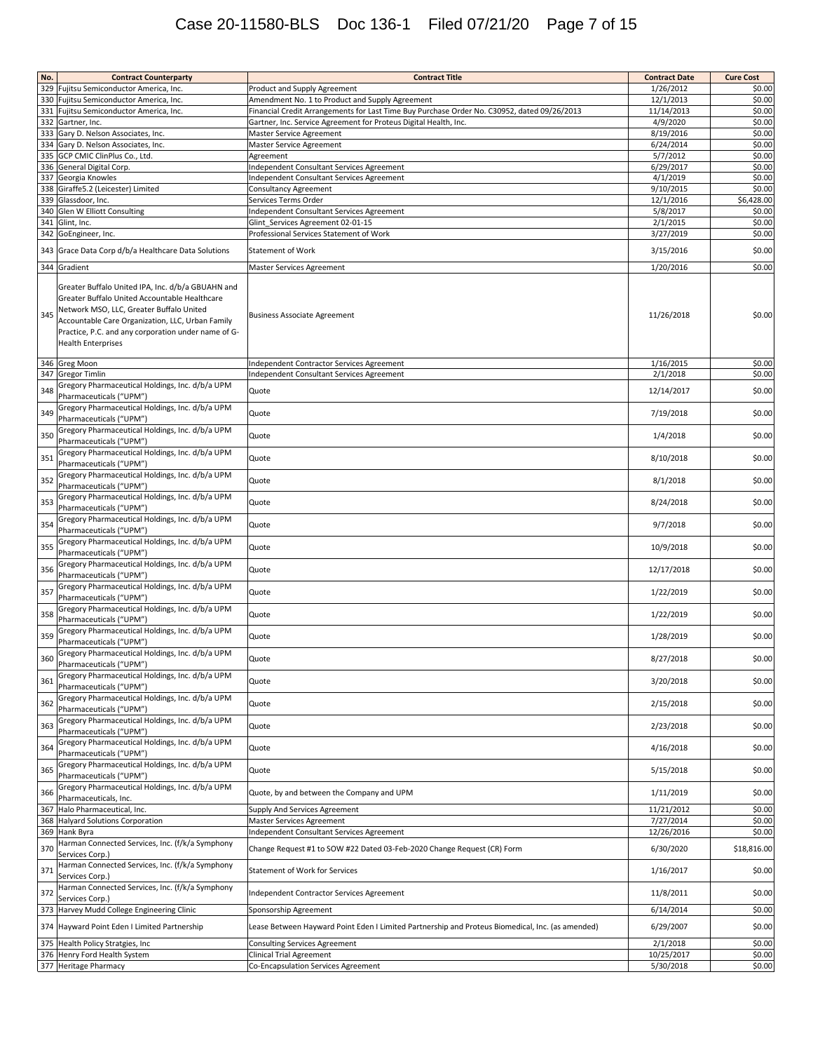| No. | Contract Counterparty | Contract Title | Contract Date | Cure Cost |
|---|---|---|---|---|
| 329 | Fujitsu Semiconductor America, Inc. | Product and Supply Agreement | 1/26/2012 | $0.00 |
| 330 | Fujitsu Semiconductor America, Inc. | Amendment No. 1 to Product and Supply Agreement | 12/1/2013 | $0.00 |
| 331 | Fujitsu Semiconductor America, Inc. | Financial Credit Arrangements for Last Time Buy Purchase Order No. C30952, dated 09/26/2013 | 11/14/2013 | $0.00 |
| 332 | Gartner, Inc. | Gartner, Inc. Service Agreement for Proteus Digital Health, Inc. | 4/9/2020 | $0.00 |
| 333 | Gary D. Nelson Associates, Inc. | Master Service Agreement | 8/19/2016 | $0.00 |
| 334 | Gary D. Nelson Associates, Inc. | Master Service Agreement | 6/24/2014 | $0.00 |
| 335 | GCP CMIC ClinPlus Co., Ltd. | Agreement | 5/7/2012 | $0.00 |
| 336 | General Digital Corp. | Independent Consultant Services Agreement | 6/29/2017 | $0.00 |
| 337 | Georgia Knowles | Independent Consultant Services Agreement | 4/1/2019 | $0.00 |
| 338 | Giraffe5.2 (Leicester) Limited | Consultancy Agreement | 9/10/2015 | $0.00 |
| 339 | Glassdoor, Inc. | Services Terms Order | 12/1/2016 | $6,428.00 |
| 340 | Glen W Elliott Consulting | Independent Consultant Services Agreement | 5/8/2017 | $0.00 |
| 341 | Glint, Inc. | Glint_Services Agreement 02-01-15 | 2/1/2015 | $0.00 |
| 342 | GoEngineer, Inc. | Professional Services Statement of Work | 3/27/2019 | $0.00 |
| 343 | Grace Data Corp d/b/a Healthcare Data Solutions | Statement of Work | 3/15/2016 | $0.00 |
| 344 | Gradient | Master Services Agreement | 1/20/2016 | $0.00 |
| 345 | Greater Buffalo United IPA, Inc. d/b/a GBUAHN and Greater Buffalo United Accountable Healthcare Network MSO, LLC, Greater Buffalo United Accountable Care Organization, LLC, Urban Family Practice, P.C. and any corporation under name of G-Health Enterprises | Business Associate Agreement | 11/26/2018 | $0.00 |
| 346 | Greg Moon | Independent Contractor Services Agreement | 1/16/2015 | $0.00 |
| 347 | Gregor Timlin | Independent Consultant Services Agreement | 2/1/2018 | $0.00 |
| 348 | Gregory Pharmaceutical Holdings, Inc. d/b/a UPM Pharmaceuticals ("UPM") | Quote | 12/14/2017 | $0.00 |
| 349 | Gregory Pharmaceutical Holdings, Inc. d/b/a UPM Pharmaceuticals ("UPM") | Quote | 7/19/2018 | $0.00 |
| 350 | Gregory Pharmaceutical Holdings, Inc. d/b/a UPM Pharmaceuticals ("UPM") | Quote | 1/4/2018 | $0.00 |
| 351 | Gregory Pharmaceutical Holdings, Inc. d/b/a UPM Pharmaceuticals ("UPM") | Quote | 8/10/2018 | $0.00 |
| 352 | Gregory Pharmaceutical Holdings, Inc. d/b/a UPM Pharmaceuticals ("UPM") | Quote | 8/1/2018 | $0.00 |
| 353 | Gregory Pharmaceutical Holdings, Inc. d/b/a UPM Pharmaceuticals ("UPM") | Quote | 8/24/2018 | $0.00 |
| 354 | Gregory Pharmaceutical Holdings, Inc. d/b/a UPM Pharmaceuticals ("UPM") | Quote | 9/7/2018 | $0.00 |
| 355 | Gregory Pharmaceutical Holdings, Inc. d/b/a UPM Pharmaceuticals ("UPM") | Quote | 10/9/2018 | $0.00 |
| 356 | Gregory Pharmaceutical Holdings, Inc. d/b/a UPM Pharmaceuticals ("UPM") | Quote | 12/17/2018 | $0.00 |
| 357 | Gregory Pharmaceutical Holdings, Inc. d/b/a UPM Pharmaceuticals ("UPM") | Quote | 1/22/2019 | $0.00 |
| 358 | Gregory Pharmaceutical Holdings, Inc. d/b/a UPM Pharmaceuticals ("UPM") | Quote | 1/22/2019 | $0.00 |
| 359 | Gregory Pharmaceutical Holdings, Inc. d/b/a UPM Pharmaceuticals ("UPM") | Quote | 1/28/2019 | $0.00 |
| 360 | Gregory Pharmaceutical Holdings, Inc. d/b/a UPM Pharmaceuticals ("UPM") | Quote | 8/27/2018 | $0.00 |
| 361 | Gregory Pharmaceutical Holdings, Inc. d/b/a UPM Pharmaceuticals ("UPM") | Quote | 3/20/2018 | $0.00 |
| 362 | Gregory Pharmaceutical Holdings, Inc. d/b/a UPM Pharmaceuticals ("UPM") | Quote | 2/15/2018 | $0.00 |
| 363 | Gregory Pharmaceutical Holdings, Inc. d/b/a UPM Pharmaceuticals ("UPM") | Quote | 2/23/2018 | $0.00 |
| 364 | Gregory Pharmaceutical Holdings, Inc. d/b/a UPM Pharmaceuticals ("UPM") | Quote | 4/16/2018 | $0.00 |
| 365 | Gregory Pharmaceutical Holdings, Inc. d/b/a UPM Pharmaceuticals ("UPM") | Quote | 5/15/2018 | $0.00 |
| 366 | Gregory Pharmaceutical Holdings, Inc. d/b/a UPM Pharmaceuticals, Inc. | Quote, by and between the Company and UPM | 1/11/2019 | $0.00 |
| 367 | Halo Pharmaceutical, Inc. | Supply And Services Agreement | 11/21/2012 | $0.00 |
| 368 | Halyard Solutions Corporation | Master Services Agreement | 7/27/2014 | $0.00 |
| 369 | Hank Byra | Independent Consultant Services Agreement | 12/26/2016 | $0.00 |
| 370 | Harman Connected Services, Inc. (f/k/a Symphony Services Corp.) | Change Request #1 to SOW #22 Dated 03-Feb-2020 Change Request (CR) Form | 6/30/2020 | $18,816.00 |
| 371 | Harman Connected Services, Inc. (f/k/a Symphony Services Corp.) | Statement of Work for Services | 1/16/2017 | $0.00 |
| 372 | Harman Connected Services, Inc. (f/k/a Symphony Services Corp.) | Independent Contractor Services Agreement | 11/8/2011 | $0.00 |
| 373 | Harvey Mudd College Engineering Clinic | Sponsorship Agreement | 6/14/2014 | $0.00 |
| 374 | Hayward Point Eden I Limited Partnership | Lease Between Hayward Point Eden I Limited Partnership and Proteus Biomedical, Inc. (as amended) | 6/29/2007 | $0.00 |
| 375 | Health Policy Stratgies, Inc | Consulting Services Agreement | 2/1/2018 | $0.00 |
| 376 | Henry Ford Health System | Clinical Trial Agreement | 10/25/2017 | $0.00 |
| 377 | Heritage Pharmacy | Co-Encapsulation Services Agreement | 5/30/2018 | $0.00 |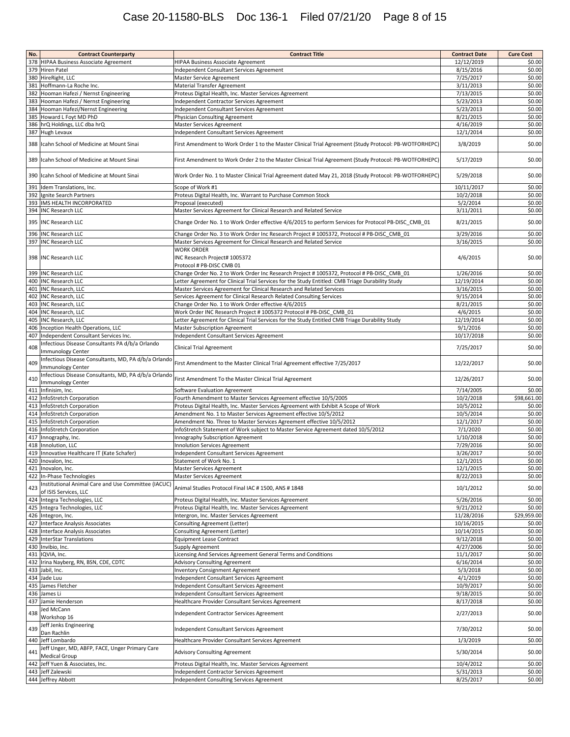| No. | Contract Counterparty | Contract Title | Contract Date | Cure Cost |
|---|---|---|---|---|
| 378 | HIPAA Business Associate Agreement | HIPAA Business Associate Agreement | 12/12/2019 | $0.00 |
| 379 | Hiren Patel | Independent Consultant Services Agreement | 8/15/2016 | $0.00 |
| 380 | HireRight, LLC | Master Service Agreement | 7/25/2017 | $0.00 |
| 381 | Hoffmann-La Roche Inc. | Material Transfer Agreement | 3/11/2013 | $0.00 |
| 382 | Hooman Hafezi / Nernst Engineering | Proteus Digital Health, Inc. Master Services Agreement | 7/13/2015 | $0.00 |
| 383 | Hooman Hafezi / Nernst Engineering | Independent Contractor Services Agreement | 5/23/2013 | $0.00 |
| 384 | Hooman Hafezi/Nernst Engineering | Independent Consultant Services Agreement | 5/23/2013 | $0.00 |
| 385 | Howard L Foyt MD PhD | Physician Consulting Agreement | 8/21/2015 | $0.00 |
| 386 | hrQ Holdings, LLC dba hrQ | Master Services Agreement | 4/16/2019 | $0.00 |
| 387 | Hugh Levaux | Independent Consultant Services Agreement | 12/1/2014 | $0.00 |
| 388 | Icahn School of Medicine at Mount Sinai | First Amendment to Work Order 1 to the Master Clinical Trial Agreement (Study Protocol: PB-WOTFORHEPC) | 3/8/2019 | $0.00 |
| 389 | Icahn School of Medicine at Mount Sinai | First Amendment to Work Order 2 to the Master Clinical Trial Agreement (Study Protocol: PB-WOTFORHEPC) | 5/17/2019 | $0.00 |
| 390 | Icahn School of Medicine at Mount Sinai | Work Order No. 1 to Master Clinical Trial Agreement dated May 21, 2018 (Study Protocol: PB-WOTFORHEPC) | 5/29/2018 | $0.00 |
| 391 | Idem Translations, Inc. | Scope of Work #1 | 10/11/2017 | $0.00 |
| 392 | Ignite Search Partners | Proteus Digital Health, Inc. Warrant to Purchase Common Stock | 10/2/2018 | $0.00 |
| 393 | IMS HEALTH INCORPORATED | Proposal (executed) | 5/2/2014 | $0.00 |
| 394 | INC Research LLC | Master Services Agreement for Clinical Research and Related Service | 3/11/2011 | $0.00 |
| 395 | INC Research LLC | Change Order No. 1 to Work Order effective 4/6/2015 to perform Services for Protocol PB-DISC_CMB_01 | 8/21/2015 | $0.00 |
| 396 | INC Research LLC | Change Order No. 3 to Work Order Inc Research Project # 1005372, Protocol # PB-DISC_CMB_01 | 3/29/2016 | $0.00 |
| 397 | INC Research LLC | Master Services Agreement for Clinical Research and Related Service | 3/16/2015 | $0.00 |
| 398 | INC Research LLC | WORK ORDER<br>INC Research Project# 1005372<br>Protocol # PB-DISC CMB 01 | 4/6/2015 | $0.00 |
| 399 | INC Research LLC | Change Order No. 2 to Work Order Inc Research Project # 1005372, Protocol # PB-DISC_CMB_01 | 1/26/2016 | $0.00 |
| 400 | INC Research LLC | Letter Agreement for Clinical Trial Services for the Study Entitled: CMB Triage Durability Study | 12/19/2014 | $0.00 |
| 401 | INC Research, LLC | Master Services Agreement for Clinical Research and Related Services | 3/16/2015 | $0.00 |
| 402 | INC Research, LLC | Services Agreement for Clinical Research Related Consulting Services | 9/15/2014 | $0.00 |
| 403 | INC Research, LLC | Change Order No. 1 to Work Order effective 4/6/2015 | 8/21/2015 | $0.00 |
| 404 | INC Research, LLC | Work Order INC Research Project # 1005372 Protocol # PB-DISC_CMB_01 | 4/6/2015 | $0.00 |
| 405 | INC Research, LLC | Letter Agreement for Clinical Trial Services for the Study Entitled CMB Triage Durability Study | 12/19/2014 | $0.00 |
| 406 | Inception Health Operations, LLC | Master Subscription Agreement | 9/1/2016 | $0.00 |
| 407 | Independent Consultant Services Inc. | Independent Consultant Services Agreement | 10/17/2018 | $0.00 |
| 408 | Infectious Disease Consultants PA d/b/a Orlando Immunology Center | Clinical Trial Agreement | 7/25/2017 | $0.00 |
| 409 | Infectious Disease Consultants, MD, PA d/b/a Orlando Immunology Center | First Amendment to the Master Clinical Trial Agreement effective 7/25/2017 | 12/22/2017 | $0.00 |
| 410 | Infectious Disease Consultants, MD, PA d/b/a Orlando Immunology Center | First Amendment To the Master Clinical Trial Agreement | 12/26/2017 | $0.00 |
| 411 | Infinisim, Inc. | Software Evaluation Agreement | 7/14/2005 | $0.00 |
| 412 | InfoStretch Corporation | Fourth Amendment to Master Services Agreement effective 10/5/2005 | 10/2/2018 | $98,661.00 |
| 413 | InfoStretch Corporation | Proteus Digital Health, Inc. Master Services Agreement with Exhibit A Scope of Work | 10/5/2012 | $0.00 |
| 414 | InfoStretch Corporation | Amendment No. 1 to Master Services Agreement effective 10/5/2012 | 10/5/2014 | $0.00 |
| 415 | InfoStretch Corporation | Amendment No. Three to Master Services Agreement effective 10/5/2012 | 12/1/2017 | $0.00 |
| 416 | InfoStretch Corporation | InfoStretch Statement of Work subject to Master Service Agreement dated 10/5/2012 | 7/1/2020 | $0.00 |
| 417 | Innography, Inc. | Innography Subscription Agreement | 1/10/2018 | $0.00 |
| 418 | Innolution, LLC | Innolution Services Agreement | 7/29/2016 | $0.00 |
| 419 | Innovative Healthcare IT (Kate Schafer) | Independent Consultant Services Agreement | 3/26/2017 | $0.00 |
| 420 | Inovalon, Inc. | Statement of Work No. 1 | 12/1/2015 | $0.00 |
| 421 | Inovalon, Inc. | Master Services Agreement | 12/1/2015 | $0.00 |
| 422 | In-Phase Technologies | Master Services Agreement | 8/22/2013 | $0.00 |
| 423 | Institutional Animal Care and Use Committee (IACUC) of ISIS Services, LLC | Animal Studies Protocol Final IAC # 1500, ANS # 1848 | 10/1/2012 | $0.00 |
| 424 | Integra Technologies, LLC | Proteus Digital Health, Inc. Master Services Agreement | 5/26/2016 | $0.00 |
| 425 | Integra Technologies, LLC | Proteus Digital Health, Inc. Master Services Agreement | 9/21/2012 | $0.00 |
| 426 | Integron, Inc. | Intergron, Inc. Master Services Agreement | 11/28/2016 | $29,959.00 |
| 427 | Interface Analysis Associates | Consulting Agreement (Letter) | 10/16/2015 | $0.00 |
| 428 | Interface Analysis Associates | Consulting Agreement (Letter) | 10/14/2015 | $0.00 |
| 429 | InterStar Translations | Equipment Lease Contract | 9/12/2018 | $0.00 |
| 430 | Invibio, Inc. | Supply Agreement | 4/27/2006 | $0.00 |
| 431 | IQVIA, Inc. | Licensing And Services Agreement General Terms and Conditions | 11/1/2017 | $0.00 |
| 432 | Irina Nayberg, RN, BSN, CDE, CDTC | Advisory Consulting Agreement | 6/16/2014 | $0.00 |
| 433 | Jabil, Inc. | Inventory Consignment Agreement | 5/3/2018 | $0.00 |
| 434 | Jade Luu | Independent Consultant Services Agreement | 4/1/2019 | $0.00 |
| 435 | James Fletcher | Independent Consultant Services Agreement | 10/9/2017 | $0.00 |
| 436 | James Li | Independent Consultant Services Agreement | 9/18/2015 | $0.00 |
| 437 | Jamie Henderson | Healthcare Provider Consultant Services Agreement | 8/17/2018 | $0.00 |
| 438 | Jed McCann<br>Workshop 16 | Independent Contractor Services Agreement | 2/27/2013 | $0.00 |
| 439 | Jeff Jenks Engineering<br>Dan Rachlin | Independent Consultant Services Agreement | 7/30/2012 | $0.00 |
| 440 | Jeff Lombardo | Healthcare Provider Consultant Services Agreement | 1/3/2019 | $0.00 |
| 441 | Jeff Unger, MD, ABFP, FACE, Unger Primary Care Medical Group | Advisory Consulting Agreement | 5/30/2014 | $0.00 |
| 442 | Jeff Yuen & Associates, Inc. | Proteus Digital Health, Inc. Master Services Agreement | 10/4/2012 | $0.00 |
| 443 | Jeff Zalewski | Independent Contractor Services Agreement | 5/31/2013 | $0.00 |
| 444 | Jeffrey Abbott | Independent Consulting Services Agreement | 8/25/2017 | $0.00 |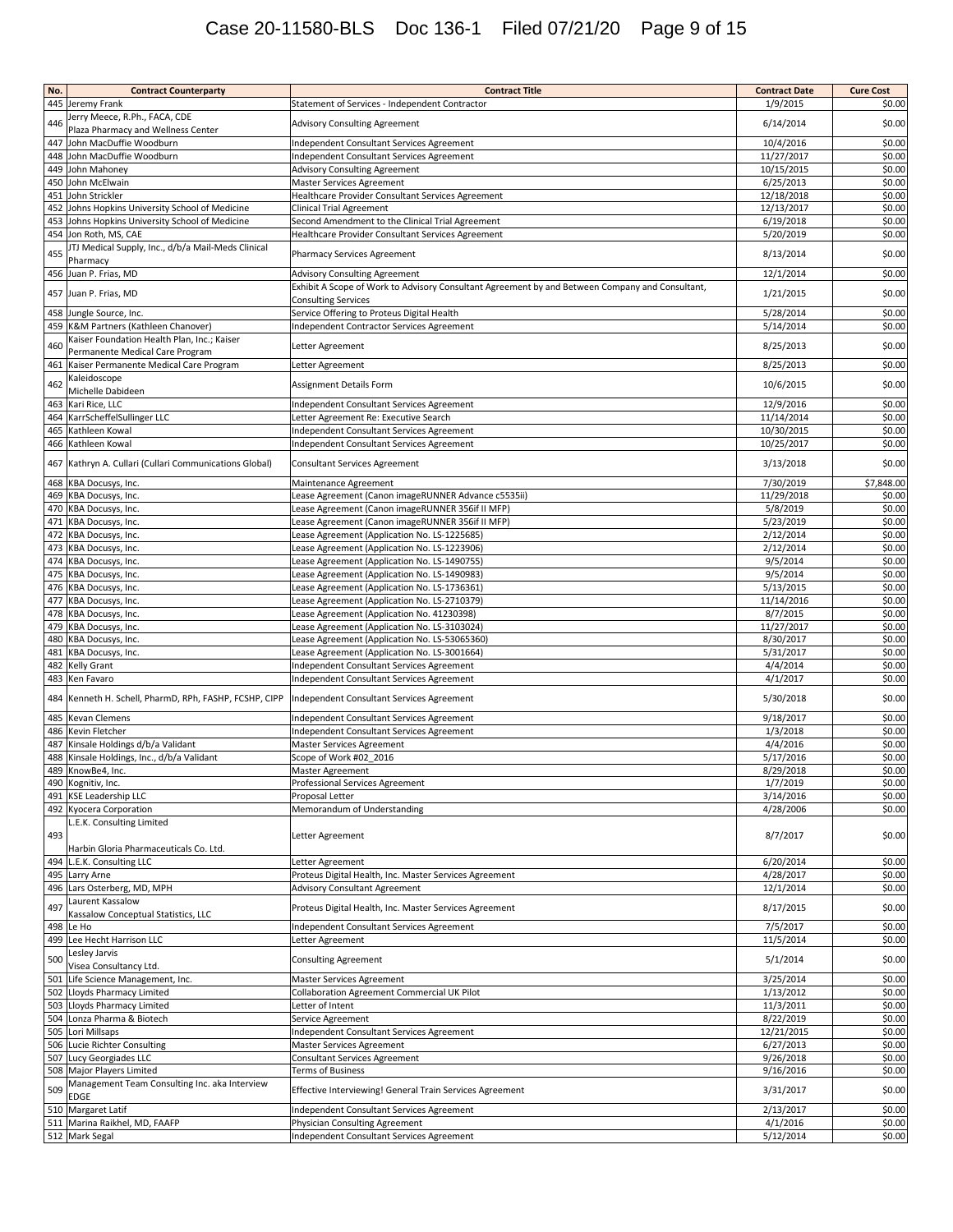| No. | Contract Counterparty | Contract Title | Contract Date | Cure Cost |
|---|---|---|---|---|
| 445 | Jeremy Frank | Statement of Services - Independent Contractor | 1/9/2015 | $0.00 |
| 446 | Jerry Meece, R.Ph., FACA, CDE Plaza Pharmacy and Wellness Center | Advisory Consulting Agreement | 6/14/2014 | $0.00 |
| 447 | John MacDuffie Woodburn | Independent Consultant Services Agreement | 10/4/2016 | $0.00 |
| 448 | John MacDuffie Woodburn | Independent Consultant Services Agreement | 11/27/2017 | $0.00 |
| 449 | John Mahoney | Advisory Consulting Agreement | 10/15/2015 | $0.00 |
| 450 | John McElwain | Master Services Agreement | 6/25/2013 | $0.00 |
| 451 | John Strickler | Healthcare Provider Consultant Services Agreement | 12/18/2018 | $0.00 |
| 452 | Johns Hopkins University School of Medicine | Clinical Trial Agreement | 12/13/2017 | $0.00 |
| 453 | Johns Hopkins University School of Medicine | Second Amendment to the Clinical Trial Agreement | 6/19/2018 | $0.00 |
| 454 | Jon Roth, MS, CAE | Healthcare Provider Consultant Services Agreement | 5/20/2019 | $0.00 |
| 455 | JTJ Medical Supply, Inc., d/b/a Mail-Meds Clinical Pharmacy | Pharmacy Services Agreement | 8/13/2014 | $0.00 |
| 456 | Juan P. Frias, MD | Advisory Consulting Agreement | 12/1/2014 | $0.00 |
| 457 | Juan P. Frias, MD | Exhibit A Scope of Work to Advisory Consultant Agreement by and Between Company and Consultant, Consulting Services | 1/21/2015 | $0.00 |
| 458 | Jungle Source, Inc. | Service Offering to Proteus Digital Health | 5/28/2014 | $0.00 |
| 459 | K&M Partners (Kathleen Chanover) | Independent Contractor Services Agreement | 5/14/2014 | $0.00 |
| 460 | Kaiser Foundation Health Plan, Inc.; Kaiser Permanente Medical Care Program | Letter Agreement | 8/25/2013 | $0.00 |
| 461 | Kaiser Permanente Medical Care Program | Letter Agreement | 8/25/2013 | $0.00 |
| 462 | Kaleidoscope Michelle Dabideen | Assignment Details Form | 10/6/2015 | $0.00 |
| 463 | Kari Rice, LLC | Independent Consultant Services Agreement | 12/9/2016 | $0.00 |
| 464 | KarrScheffelSullinger LLC | Letter Agreement Re: Executive Search | 11/14/2014 | $0.00 |
| 465 | Kathleen Kowal | Independent Consultant Services Agreement | 10/30/2015 | $0.00 |
| 466 | Kathleen Kowal | Independent Consultant Services Agreement | 10/25/2017 | $0.00 |
| 467 | Kathryn A. Cullari (Cullari Communications Global) | Consultant Services Agreement | 3/13/2018 | $0.00 |
| 468 | KBA Docusys, Inc. | Maintenance Agreement | 7/30/2019 | $7,848.00 |
| 469 | KBA Docusys, Inc. | Lease Agreement (Canon imageRUNNER Advance c5535ii) | 11/29/2018 | $0.00 |
| 470 | KBA Docusys, Inc. | Lease Agreement (Canon imageRUNNER 356if II MFP) | 5/8/2019 | $0.00 |
| 471 | KBA Docusys, Inc. | Lease Agreement (Canon imageRUNNER 356if II MFP) | 5/23/2019 | $0.00 |
| 472 | KBA Docusys, Inc. | Lease Agreement (Application No. LS-1225685) | 2/12/2014 | $0.00 |
| 473 | KBA Docusys, Inc. | Lease Agreement (Application No. LS-1223906) | 2/12/2014 | $0.00 |
| 474 | KBA Docusys, Inc. | Lease Agreement (Application No. LS-1490755) | 9/5/2014 | $0.00 |
| 475 | KBA Docusys, Inc. | Lease Agreement (Application No. LS-1490983) | 9/5/2014 | $0.00 |
| 476 | KBA Docusys, Inc. | Lease Agreement (Application No. LS-1736361) | 5/13/2015 | $0.00 |
| 477 | KBA Docusys, Inc. | Lease Agreement (Application No. LS-2710379) | 11/14/2016 | $0.00 |
| 478 | KBA Docusys, Inc. | Lease Agreement (Application No. 41230398) | 8/7/2015 | $0.00 |
| 479 | KBA Docusys, Inc. | Lease Agreement (Application No. LS-3103024) | 11/27/2017 | $0.00 |
| 480 | KBA Docusys, Inc. | Lease Agreement (Application No. LS-53065360) | 8/30/2017 | $0.00 |
| 481 | KBA Docusys, Inc. | Lease Agreement (Application No. LS-3001664) | 5/31/2017 | $0.00 |
| 482 | Kelly Grant | Independent Consultant Services Agreement | 4/4/2014 | $0.00 |
| 483 | Ken Favaro | Independent Consultant Services Agreement | 4/1/2017 | $0.00 |
| 484 | Kenneth H. Schell, PharmD, RPh, FASHP, FCSHP, CIPP | Independent Consultant Services Agreement | 5/30/2018 | $0.00 |
| 485 | Kevan Clemens | Independent Consultant Services Agreement | 9/18/2017 | $0.00 |
| 486 | Kevin Fletcher | Independent Consultant Services Agreement | 1/3/2018 | $0.00 |
| 487 | Kinsale Holdings d/b/a Validant | Master Services Agreement | 4/4/2016 | $0.00 |
| 488 | Kinsale Holdings, Inc., d/b/a Validant | Scope of Work #02_2016 | 5/17/2016 | $0.00 |
| 489 | KnowBe4, Inc. | Master Agreement | 8/29/2018 | $0.00 |
| 490 | Kognitiv, Inc. | Professional Services Agreement | 1/7/2019 | $0.00 |
| 491 | KSE Leadership LLC | Proposal Letter | 3/14/2016 | $0.00 |
| 492 | Kyocera Corporation | Memorandum of Understanding | 4/28/2006 | $0.00 |
| 493 | L.E.K. Consulting Limited Harbin Gloria Pharmaceuticals Co. Ltd. | Letter Agreement | 8/7/2017 | $0.00 |
| 494 | L.E.K. Consulting LLC | Letter Agreement | 6/20/2014 | $0.00 |
| 495 | Larry Arne | Proteus Digital Health, Inc. Master Services Agreement | 4/28/2017 | $0.00 |
| 496 | Lars Osterberg, MD, MPH | Advisory Consultant Agreement | 12/1/2014 | $0.00 |
| 497 | Laurent Kassalow Kassalow Conceptual Statistics, LLC | Proteus Digital Health, Inc. Master Services Agreement | 8/17/2015 | $0.00 |
| 498 | Le Ho | Independent Consultant Services Agreement | 7/5/2017 | $0.00 |
| 499 | Lee Hecht Harrison LLC | Letter Agreement | 11/5/2014 | $0.00 |
| 500 | Lesley Jarvis Visea Consultancy Ltd. | Consulting Agreement | 5/1/2014 | $0.00 |
| 501 | Life Science Management, Inc. | Master Services Agreement | 3/25/2014 | $0.00 |
| 502 | Lloyds Pharmacy Limited | Collaboration Agreement Commercial UK Pilot | 1/13/2012 | $0.00 |
| 503 | Lloyds Pharmacy Limited | Letter of Intent | 11/3/2011 | $0.00 |
| 504 | Lonza Pharma & Biotech | Service Agreement | 8/22/2019 | $0.00 |
| 505 | Lori Millsaps | Independent Consultant Services Agreement | 12/21/2015 | $0.00 |
| 506 | Lucie Richter Consulting | Master Services Agreement | 6/27/2013 | $0.00 |
| 507 | Lucy Georgiades LLC | Consultant Services Agreement | 9/26/2018 | $0.00 |
| 508 | Major Players Limited | Terms of Business | 9/16/2016 | $0.00 |
| 509 | Management Team Consulting Inc. aka Interview EDGE | Effective Interviewing! General Train Services Agreement | 3/31/2017 | $0.00 |
| 510 | Margaret Latif | Independent Consultant Services Agreement | 2/13/2017 | $0.00 |
| 511 | Marina Raikhel, MD, FAAFP | Physician Consulting Agreement | 4/1/2016 | $0.00 |
| 512 | Mark Segal | Independent Consultant Services Agreement | 5/12/2014 | $0.00 |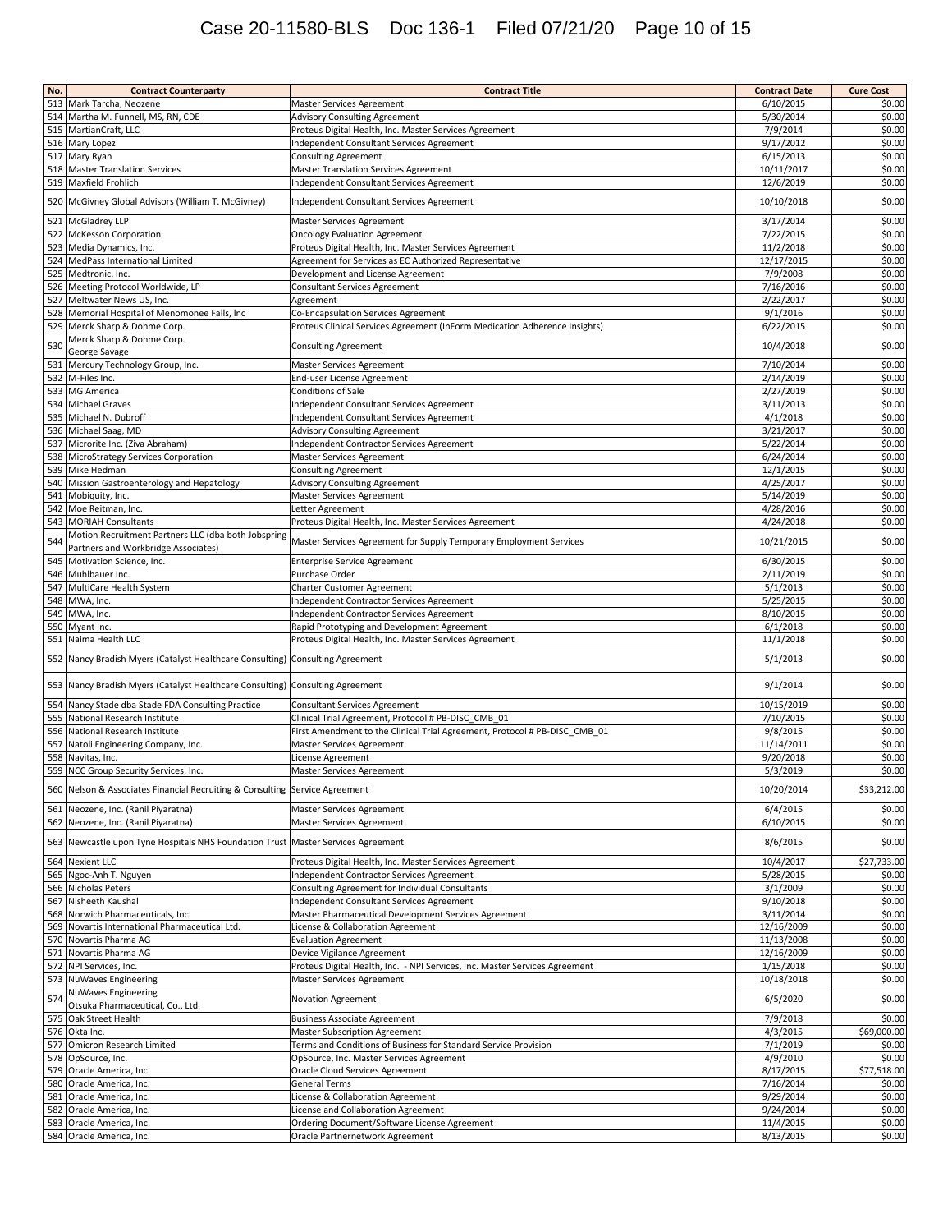| No. | Contract Counterparty | Contract Title | Contract Date | Cure Cost |
|---|---|---|---|---|
| 513 | Mark Tarcha, Neozene | Master Services Agreement | 6/10/2015 | $0.00 |
| 514 | Martha M. Funnell, MS, RN, CDE | Advisory Consulting Agreement | 5/30/2014 | $0.00 |
| 515 | MartianCraft, LLC | Proteus Digital Health, Inc. Master Services Agreement | 7/9/2014 | $0.00 |
| 516 | Mary Lopez | Independent Consultant Services Agreement | 9/17/2012 | $0.00 |
| 517 | Mary Ryan | Consulting Agreement | 6/15/2013 | $0.00 |
| 518 | Master Translation Services | Master Translation Services Agreement | 10/11/2017 | $0.00 |
| 519 | Maxfield Frohlich | Independent Consultant Services Agreement | 12/6/2019 | $0.00 |
| 520 | McGivney Global Advisors (William T. McGivney) | Independent Consultant Services Agreement | 10/10/2018 | $0.00 |
| 521 | McGladrey LLP | Master Services Agreement | 3/17/2014 | $0.00 |
| 522 | McKesson Corporation | Oncology Evaluation Agreement | 7/22/2015 | $0.00 |
| 523 | Media Dynamics, Inc. | Proteus Digital Health, Inc. Master Services Agreement | 11/2/2018 | $0.00 |
| 524 | MedPass International Limited | Agreement for Services as EC Authorized Representative | 12/17/2015 | $0.00 |
| 525 | Medtronic, Inc. | Development and License Agreement | 7/9/2008 | $0.00 |
| 526 | Meeting Protocol Worldwide, LP | Consultant Services Agreement | 7/16/2016 | $0.00 |
| 527 | Meltwater News US, Inc. | Agreement | 2/22/2017 | $0.00 |
| 528 | Memorial Hospital of Menomonee Falls, Inc | Co-Encapsulation Services Agreement | 9/1/2016 | $0.00 |
| 529 | Merck Sharp & Dohme Corp. | Proteus Clinical Services Agreement (InForm Medication Adherence Insights) | 6/22/2015 | $0.00 |
| 530 | Merck Sharp & Dohme Corp. George Savage | Consulting Agreement | 10/4/2018 | $0.00 |
| 531 | Mercury Technology Group, Inc. | Master Services Agreement | 7/10/2014 | $0.00 |
| 532 | M-Files Inc. | End-user License Agreement | 2/14/2019 | $0.00 |
| 533 | MG America | Conditions of Sale | 2/27/2019 | $0.00 |
| 534 | Michael Graves | Independent Consultant Services Agreement | 3/11/2013 | $0.00 |
| 535 | Michael N. Dubroff | Independent Consultant Services Agreement | 4/1/2018 | $0.00 |
| 536 | Michael Saag, MD | Advisory Consulting Agreement | 3/21/2017 | $0.00 |
| 537 | Microrite Inc. (Ziva Abraham) | Independent Contractor Services Agreement | 5/22/2014 | $0.00 |
| 538 | MicroStrategy Services Corporation | Master Services Agreement | 6/24/2014 | $0.00 |
| 539 | Mike Hedman | Consulting Agreement | 12/1/2015 | $0.00 |
| 540 | Mission Gastroenterology and Hepatology | Advisory Consulting Agreement | 4/25/2017 | $0.00 |
| 541 | Mobiquity, Inc. | Master Services Agreement | 5/14/2019 | $0.00 |
| 542 | Moe Reitman, Inc. | Letter Agreement | 4/28/2016 | $0.00 |
| 543 | MORIAH Consultants | Proteus Digital Health, Inc. Master Services Agreement | 4/24/2018 | $0.00 |
| 544 | Motion Recruitment Partners LLC (dba both Jobspring Partners and Workbridge Associates) | Master Services Agreement for Supply Temporary Employment Services | 10/21/2015 | $0.00 |
| 545 | Motivation Science, Inc. | Enterprise Service Agreement | 6/30/2015 | $0.00 |
| 546 | Muhlbauer Inc. | Purchase Order | 2/11/2019 | $0.00 |
| 547 | MultiCare Health System | Charter Customer Agreement | 5/1/2013 | $0.00 |
| 548 | MWA, Inc. | Independent Contractor Services Agreement | 5/25/2015 | $0.00 |
| 549 | MWA, Inc. | Independent Contractor Services Agreement | 8/10/2015 | $0.00 |
| 550 | Myant Inc. | Rapid Prototyping and Development Agreement | 6/1/2018 | $0.00 |
| 551 | Naima Health LLC | Proteus Digital Health, Inc. Master Services Agreement | 11/1/2018 | $0.00 |
| 552 | Nancy Bradish Myers (Catalyst Healthcare Consulting) | Consulting Agreement | 5/1/2013 | $0.00 |
| 553 | Nancy Bradish Myers (Catalyst Healthcare Consulting) | Consulting Agreement | 9/1/2014 | $0.00 |
| 554 | Nancy Stade dba Stade FDA Consulting Practice | Consultant Services Agreement | 10/15/2019 | $0.00 |
| 555 | National Research Institute | Clinical Trial Agreement, Protocol # PB-DISC_CMB_01 | 7/10/2015 | $0.00 |
| 556 | National Research Institute | First Amendment to the Clinical Trial Agreement, Protocol # PB-DISC_CMB_01 | 9/8/2015 | $0.00 |
| 557 | Natoli Engineering Company, Inc. | Master Services Agreement | 11/14/2011 | $0.00 |
| 558 | Navitas, Inc. | License Agreement | 9/20/2018 | $0.00 |
| 559 | NCC Group Security Services, Inc. | Master Services Agreement | 5/3/2019 | $0.00 |
| 560 | Nelson & Associates Financial Recruiting & Consulting | Service Agreement | 10/20/2014 | $33,212.00 |
| 561 | Neozene, Inc. (Ranil Piyaratna) | Master Services Agreement | 6/4/2015 | $0.00 |
| 562 | Neozene, Inc. (Ranil Piyaratna) | Master Services Agreement | 6/10/2015 | $0.00 |
| 563 | Newcastle upon Tyne Hospitals NHS Foundation Trust | Master Services Agreement | 8/6/2015 | $0.00 |
| 564 | Nexient LLC | Proteus Digital Health, Inc. Master Services Agreement | 10/4/2017 | $27,733.00 |
| 565 | Ngoc-Anh T. Nguyen | Independent Contractor Services Agreement | 5/28/2015 | $0.00 |
| 566 | Nicholas Peters | Consulting Agreement for Individual Consultants | 3/1/2009 | $0.00 |
| 567 | Nisheeth Kaushal | Independent Consultant Services Agreement | 9/10/2018 | $0.00 |
| 568 | Norwich Pharmaceuticals, Inc. | Master Pharmaceutical Development Services Agreement | 3/11/2014 | $0.00 |
| 569 | Novartis International Pharmaceutical Ltd. | License & Collaboration Agreement | 12/16/2009 | $0.00 |
| 570 | Novartis Pharma AG | Evaluation Agreement | 11/13/2008 | $0.00 |
| 571 | Novartis Pharma AG | Device Vigilance Agreement | 12/16/2009 | $0.00 |
| 572 | NPI Services, Inc. | Proteus Digital Health, Inc. - NPI Services, Inc. Master Services Agreement | 1/15/2018 | $0.00 |
| 573 | NuWaves Engineering | Master Services Agreement | 10/18/2018 | $0.00 |
| 574 | NuWaves Engineering Otsuka Pharmaceutical, Co., Ltd. | Novation Agreement | 6/5/2020 | $0.00 |
| 575 | Oak Street Health | Business Associate Agreement | 7/9/2018 | $0.00 |
| 576 | Okta Inc. | Master Subscription Agreement | 4/3/2015 | $69,000.00 |
| 577 | Omicron Research Limited | Terms and Conditions of Business for Standard Service Provision | 7/1/2019 | $0.00 |
| 578 | OpSource, Inc. | OpSource, Inc. Master Services Agreement | 4/9/2010 | $0.00 |
| 579 | Oracle America, Inc. | Oracle Cloud Services Agreement | 8/17/2015 | $77,518.00 |
| 580 | Oracle America, Inc. | General Terms | 7/16/2014 | $0.00 |
| 581 | Oracle America, Inc. | License & Collaboration Agreement | 9/29/2014 | $0.00 |
| 582 | Oracle America, Inc. | License and Collaboration Agreement | 9/24/2014 | $0.00 |
| 583 | Oracle America, Inc. | Ordering Document/Software License Agreement | 11/4/2015 | $0.00 |
| 584 | Oracle America, Inc. | Oracle Partnernetwork Agreement | 8/13/2015 | $0.00 |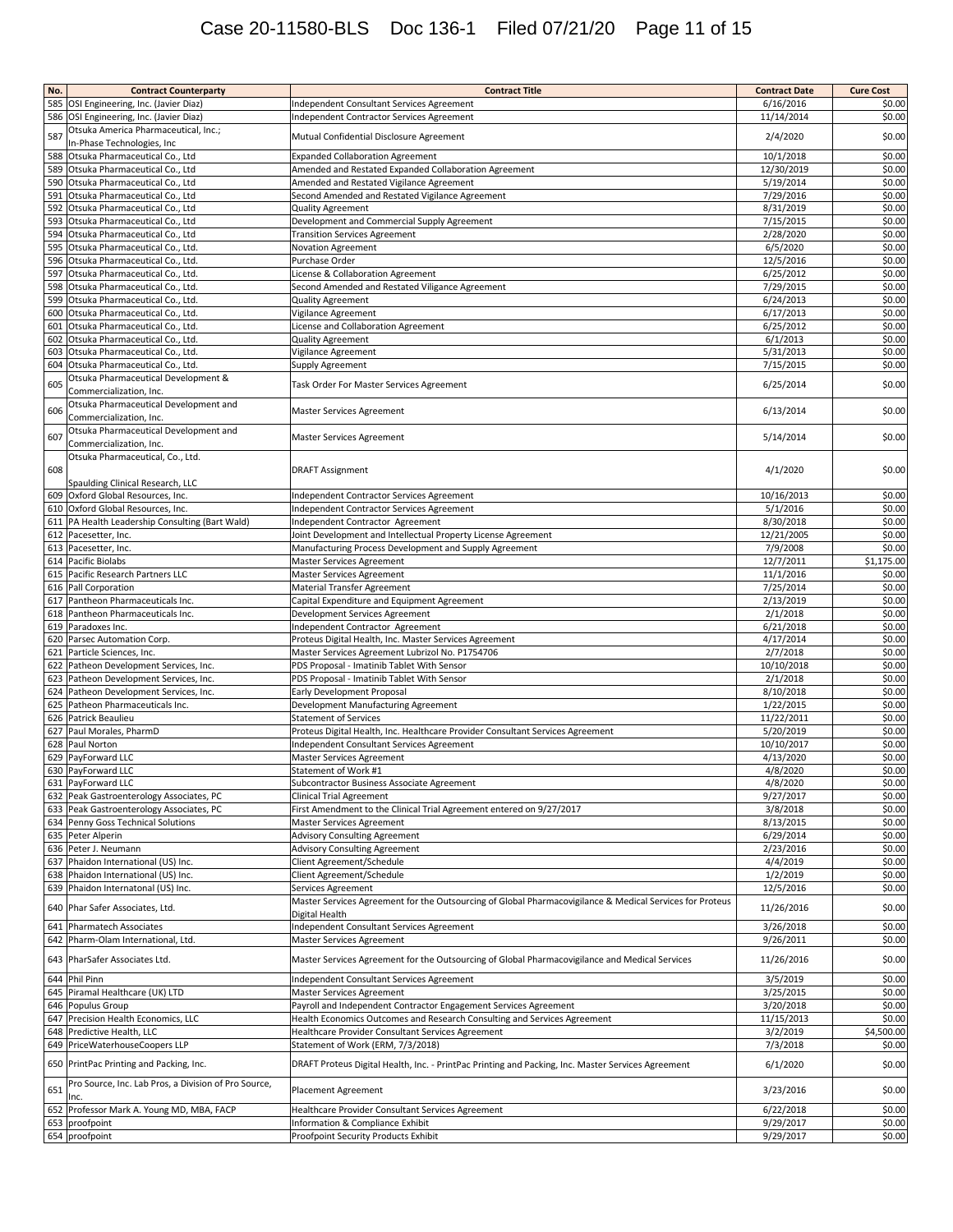| No. | Contract Counterparty | Contract Title | Contract Date | Cure Cost |
|---|---|---|---|---|
| 585 | OSI Engineering, Inc. (Javier Diaz) | Independent Consultant Services Agreement | 6/16/2016 | $0.00 |
| 586 | OSI Engineering, Inc. (Javier Diaz) | Independent Contractor Services Agreement | 11/14/2014 | $0.00 |
| 587 | Otsuka America Pharmaceutical, Inc.; In-Phase Technologies, Inc | Mutual Confidential Disclosure Agreement | 2/4/2020 | $0.00 |
| 588 | Otsuka Pharmaceutical Co., Ltd | Expanded Collaboration Agreement | 10/1/2018 | $0.00 |
| 589 | Otsuka Pharmaceutical Co., Ltd | Amended and Restated Expanded Collaboration Agreement | 12/30/2019 | $0.00 |
| 590 | Otsuka Pharmaceutical Co., Ltd | Amended and Restated Vigilance Agreement | 5/19/2014 | $0.00 |
| 591 | Otsuka Pharmaceutical Co., Ltd | Second Amended and Restated Vigilance Agreement | 7/29/2016 | $0.00 |
| 592 | Otsuka Pharmaceutical Co., Ltd | Quality Agreement | 8/31/2019 | $0.00 |
| 593 | Otsuka Pharmaceutical Co., Ltd | Development and Commercial Supply Agreement | 7/15/2015 | $0.00 |
| 594 | Otsuka Pharmaceutical Co., Ltd | Transition Services Agreement | 2/28/2020 | $0.00 |
| 595 | Otsuka Pharmaceutical Co., Ltd. | Novation Agreement | 6/5/2020 | $0.00 |
| 596 | Otsuka Pharmaceutical Co., Ltd. | Purchase Order | 12/5/2016 | $0.00 |
| 597 | Otsuka Pharmaceutical Co., Ltd. | License & Collaboration Agreement | 6/25/2012 | $0.00 |
| 598 | Otsuka Pharmaceutical Co., Ltd. | Second Amended and Restated Viligance Agreement | 7/29/2015 | $0.00 |
| 599 | Otsuka Pharmaceutical Co., Ltd. | Quality Agreement | 6/24/2013 | $0.00 |
| 600 | Otsuka Pharmaceutical Co., Ltd. | Vigilance Agreement | 6/17/2013 | $0.00 |
| 601 | Otsuka Pharmaceutical Co., Ltd. | License and Collaboration Agreement | 6/25/2012 | $0.00 |
| 602 | Otsuka Pharmaceutical Co., Ltd. | Quality Agreement | 6/1/2013 | $0.00 |
| 603 | Otsuka Pharmaceutical Co., Ltd. | Vigilance Agreement | 5/31/2013 | $0.00 |
| 604 | Otsuka Pharmaceutical Co., Ltd. | Supply Agreement | 7/15/2015 | $0.00 |
| 605 | Otsuka Pharmaceutical Development & Commercialization, Inc. | Task Order For Master Services Agreement | 6/25/2014 | $0.00 |
| 606 | Otsuka Pharmaceutical Development and Commercialization, Inc. | Master Services Agreement | 6/13/2014 | $0.00 |
| 607 | Otsuka Pharmaceutical Development and Commercialization, Inc. | Master Services Agreement | 5/14/2014 | $0.00 |
| 608 | Otsuka Pharmaceutical, Co., Ltd. Spaulding Clinical Research, LLC | DRAFT Assignment | 4/1/2020 | $0.00 |
| 609 | Oxford Global Resources, Inc. | Independent Contractor Services Agreement | 10/16/2013 | $0.00 |
| 610 | Oxford Global Resources, Inc. | Independent Contractor Services Agreement | 5/1/2016 | $0.00 |
| 611 | PA Health Leadership Consulting (Bart Wald) | Independent Contractor Agreement | 8/30/2018 | $0.00 |
| 612 | Pacesetter, Inc. | Joint Development and Intellectual Property License Agreement | 12/21/2005 | $0.00 |
| 613 | Pacesetter, Inc. | Manufacturing Process Development and Supply Agreement | 7/9/2008 | $0.00 |
| 614 | Pacific Biolabs | Master Services Agreement | 12/7/2011 | $1,175.00 |
| 615 | Pacific Research Partners LLC | Master Services Agreement | 11/1/2016 | $0.00 |
| 616 | Pall Corporation | Material Transfer Agreement | 7/25/2014 | $0.00 |
| 617 | Pantheon Pharmaceuticals Inc. | Capital Expenditure and Equipment Agreement | 2/13/2019 | $0.00 |
| 618 | Pantheon Pharmaceuticals Inc. | Development Services Agreement | 2/1/2018 | $0.00 |
| 619 | Paradoxes Inc. | Independent Contractor Agreement | 6/21/2018 | $0.00 |
| 620 | Parsec Automation Corp. | Proteus Digital Health, Inc. Master Services Agreement | 4/17/2014 | $0.00 |
| 621 | Particle Sciences, Inc. | Master Services Agreement Lubrizol No. P1754706 | 2/7/2018 | $0.00 |
| 622 | Patheon Development Services, Inc. | PDS Proposal - Imatinib Tablet With Sensor | 10/10/2018 | $0.00 |
| 623 | Patheon Development Services, Inc. | PDS Proposal - Imatinib Tablet With Sensor | 2/1/2018 | $0.00 |
| 624 | Patheon Development Services, Inc. | Early Development Proposal | 8/10/2018 | $0.00 |
| 625 | Patheon Pharmaceuticals Inc. | Development Manufacturing Agreement | 1/22/2015 | $0.00 |
| 626 | Patrick Beaulieu | Statement of Services | 11/22/2011 | $0.00 |
| 627 | Paul Morales, PharmD | Proteus Digital Health, Inc. Healthcare Provider Consultant Services Agreement | 5/20/2019 | $0.00 |
| 628 | Paul Norton | Independent Consultant Services Agreement | 10/10/2017 | $0.00 |
| 629 | PayForward LLC | Master Services Agreement | 4/13/2020 | $0.00 |
| 630 | PayForward LLC | Statement of Work #1 | 4/8/2020 | $0.00 |
| 631 | PayForward LLC | Subcontractor Business Associate Agreement | 4/8/2020 | $0.00 |
| 632 | Peak Gastroenterology Associates, PC | Clinical Trial Agreement | 9/27/2017 | $0.00 |
| 633 | Peak Gastroenterology Associates, PC | First Amendment to the Clinical Trial Agreement entered on 9/27/2017 | 3/8/2018 | $0.00 |
| 634 | Penny Goss Technical Solutions | Master Services Agreement | 8/13/2015 | $0.00 |
| 635 | Peter Alperin | Advisory Consulting Agreement | 6/29/2014 | $0.00 |
| 636 | Peter J. Neumann | Advisory Consulting Agreement | 2/23/2016 | $0.00 |
| 637 | Phaidon International (US) Inc. | Client Agreement/Schedule | 4/4/2019 | $0.00 |
| 638 | Phaidon International (US) Inc. | Client Agreement/Schedule | 1/2/2019 | $0.00 |
| 639 | Phaidon Internatonal (US) Inc. | Services Agreement | 12/5/2016 | $0.00 |
| 640 | Phar Safer Associates, Ltd. | Master Services Agreement for the Outsourcing of Global Pharmacovigilance & Medical Services for Proteus Digital Health | 11/26/2016 | $0.00 |
| 641 | Pharmatech Associates | Independent Consultant Services Agreement | 3/26/2018 | $0.00 |
| 642 | Pharm-Olam International, Ltd. | Master Services Agreement | 9/26/2011 | $0.00 |
| 643 | PharSafer Associates Ltd. | Master Services Agreement for the Outsourcing of Global Pharmacovigilance and Medical Services | 11/26/2016 | $0.00 |
| 644 | Phil Pinn | Independent Consultant Services Agreement | 3/5/2019 | $0.00 |
| 645 | Piramal Healthcare (UK) LTD | Master Services Agreement | 3/25/2015 | $0.00 |
| 646 | Populus Group | Payroll and Independent Contractor Engagement Services Agreement | 3/20/2018 | $0.00 |
| 647 | Precision Health Economics, LLC | Health Economics Outcomes and Research Consulting and Services Agreement | 11/15/2013 | $0.00 |
| 648 | Predictive Health, LLC | Healthcare Provider Consultant Services Agreement | 3/2/2019 | $4,500.00 |
| 649 | PriceWaterhouseCoopers LLP | Statement of Work (ERM, 7/3/2018) | 7/3/2018 | $0.00 |
| 650 | PrintPac Printing and Packing, Inc. | DRAFT Proteus Digital Health, Inc. - PrintPac Printing and Packing, Inc. Master Services Agreement | 6/1/2020 | $0.00 |
| 651 | Pro Source, Inc. Lab Pros, a Division of Pro Source, Inc. | Placement Agreement | 3/23/2016 | $0.00 |
| 652 | Professor Mark A. Young MD, MBA, FACP | Healthcare Provider Consultant Services Agreement | 6/22/2018 | $0.00 |
| 653 | proofpoint | Information & Compliance Exhibit | 9/29/2017 | $0.00 |
| 654 | proofpoint | Proofpoint Security Products Exhibit | 9/29/2017 | $0.00 |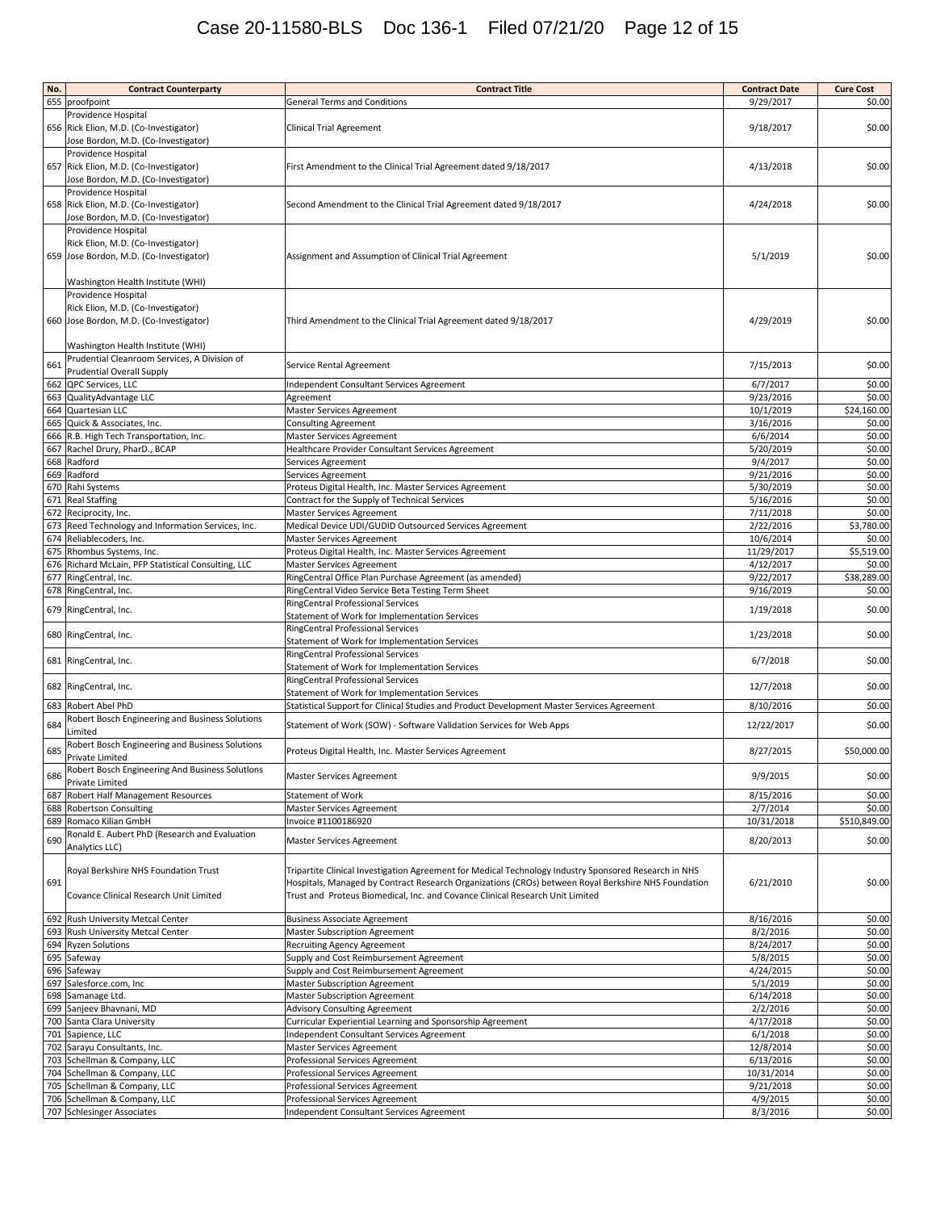| No. | Contract Counterparty | Contract Title | Contract Date | Cure Cost |
|---|---|---|---|---|
| 655 | proofpoint | General Terms and Conditions | 9/29/2017 | $0.00 |
| 656 | Providence Hospital<br>Rick Elion, M.D. (Co-Investigator)<br>Jose Bordon, M.D. (Co-Investigator) | Clinical Trial Agreement | 9/18/2017 | $0.00 |
| 657 | Providence Hospital<br>Rick Elion, M.D. (Co-Investigator)<br>Jose Bordon, M.D. (Co-Investigator) | First Amendment to the Clinical Trial Agreement dated 9/18/2017 | 4/13/2018 | $0.00 |
| 658 | Providence Hospital<br>Rick Elion, M.D. (Co-Investigator)<br>Jose Bordon, M.D. (Co-Investigator) | Second Amendment to the Clinical Trial Agreement dated 9/18/2017 | 4/24/2018 | $0.00 |
| 659 | Providence Hospital<br>Rick Elion, M.D. (Co-Investigator)<br>Jose Bordon, M.D. (Co-Investigator)<br><br>Washington Health Institute (WHI) | Assignment and Assumption of Clinical Trial Agreement | 5/1/2019 | $0.00 |
| 660 | Providence Hospital<br>Rick Elion, M.D. (Co-Investigator)<br>Jose Bordon, M.D. (Co-Investigator)<br><br>Washington Health Institute (WHI) | Third Amendment to the Clinical Trial Agreement dated 9/18/2017 | 4/29/2019 | $0.00 |
| 661 | Prudential Cleanroom Services, A Division of Prudential Overall Supply | Service Rental Agreement | 7/15/2013 | $0.00 |
| 662 | QPC Services, LLC | Independent Consultant Services Agreement | 6/7/2017 | $0.00 |
| 663 | QualityAdvantage LLC | Agreement | 9/23/2016 | $0.00 |
| 664 | Quartesian LLC | Master Services Agreement | 10/1/2019 | $24,160.00 |
| 665 | Quick & Associates, Inc. | Consulting Agreement | 3/16/2016 | $0.00 |
| 666 | R.B. High Tech Transportation, Inc. | Master Services Agreement | 6/6/2014 | $0.00 |
| 667 | Rachel Drury, PharD., BCAP | Healthcare Provider Consultant Services Agreement | 5/20/2019 | $0.00 |
| 668 | Radford | Services Agreement | 9/4/2017 | $0.00 |
| 669 | Radford | Services Agreement | 9/21/2016 | $0.00 |
| 670 | Rahi Systems | Proteus Digital Health, Inc. Master Services Agreement | 5/30/2019 | $0.00 |
| 671 | Real Staffing | Contract for the Supply of Technical Services | 5/16/2016 | $0.00 |
| 672 | Reciprocity, Inc. | Master Services Agreement | 7/11/2018 | $0.00 |
| 673 | Reed Technology and Information Services, Inc. | Medical Device UDI/GUDID Outsourced Services Agreement | 2/22/2016 | $3,780.00 |
| 674 | Reliablecoders, Inc. | Master Services Agreement | 10/6/2014 | $0.00 |
| 675 | Rhombus Systems, Inc. | Proteus Digital Health, Inc. Master Services Agreement | 11/29/2017 | $5,519.00 |
| 676 | Richard McLain, PFP Statistical Consulting, LLC | Master Services Agreement | 4/12/2017 | $0.00 |
| 677 | RingCentral, Inc. | RingCentral Office Plan Purchase Agreement (as amended) | 9/22/2017 | $38,289.00 |
| 678 | RingCentral, Inc. | RingCentral Video Service Beta Testing Term Sheet | 9/16/2019 | $0.00 |
| 679 | RingCentral, Inc. | RingCentral Professional Services<br>Statement of Work for Implementation Services | 1/19/2018 | $0.00 |
| 680 | RingCentral, Inc. | RingCentral Professional Services<br>Statement of Work for Implementation Services | 1/23/2018 | $0.00 |
| 681 | RingCentral, Inc. | RingCentral Professional Services<br>Statement of Work for Implementation Services | 6/7/2018 | $0.00 |
| 682 | RingCentral, Inc. | RingCentral Professional Services<br>Statement of Work for Implementation Services | 12/7/2018 | $0.00 |
| 683 | Robert Abel PhD | Statistical Support for Clinical Studies and Product Development Master Services Agreement | 8/10/2016 | $0.00 |
| 684 | Robert Bosch Engineering and Business Solutions Limited | Statement of Work (SOW) - Software Validation Services for Web Apps | 12/22/2017 | $0.00 |
| 685 | Robert Bosch Engineering and Business Solutions Private Limited | Proteus Digital Health, Inc. Master Services Agreement | 8/27/2015 | $50,000.00 |
| 686 | Robert Bosch Engineering And Business Solutions Private Limited | Master Services Agreement | 9/9/2015 | $0.00 |
| 687 | Robert Half Management Resources | Statement of Work | 8/15/2016 | $0.00 |
| 688 | Robertson Consulting | Master Services Agreement | 2/7/2014 | $0.00 |
| 689 | Romaco Kilian GmbH | Invoice #1100186920 | 10/31/2018 | $510,849.00 |
| 690 | Ronald E. Aubert PhD (Research and Evaluation Analytics LLC) | Master Services Agreement | 8/20/2013 | $0.00 |
| 691 | Royal Berkshire NHS Foundation Trust<br><br>Covance Clinical Research Unit Limited | Tripartite Clinical Investigation Agreement for Medical Technology Industry Sponsored Research in NHS Hospitals, Managed by Contract Research Organizations (CROs) between Royal Berkshire NHS Foundation Trust and Proteus Biomedical, Inc. and Covance Clinical Research Unit Limited | 6/21/2010 | $0.00 |
| 692 | Rush University Metcal Center | Business Associate Agreement | 8/16/2016 | $0.00 |
| 693 | Rush University Metcal Center | Master Subscription Agreement | 8/2/2016 | $0.00 |
| 694 | Ryzen Solutions | Recruiting Agency Agreement | 8/24/2017 | $0.00 |
| 695 | Safeway | Supply and Cost Reimbursement Agreement | 5/8/2015 | $0.00 |
| 696 | Safeway | Supply and Cost Reimbursement Agreement | 4/24/2015 | $0.00 |
| 697 | Salesforce.com, Inc | Master Subscription Agreement | 5/1/2019 | $0.00 |
| 698 | Samanage Ltd. | Master Subscription Agreement | 6/14/2018 | $0.00 |
| 699 | Sanjeev Bhavnani, MD | Advisory Consulting Agreement | 2/2/2016 | $0.00 |
| 700 | Santa Clara University | Curricular Experiential Learning and Sponsorship Agreement | 4/17/2018 | $0.00 |
| 701 | Sapience, LLC | Independent Consultant Services Agreement | 6/1/2018 | $0.00 |
| 702 | Sarayu Consultants, Inc. | Master Services Agreement | 12/8/2014 | $0.00 |
| 703 | Schellman & Company, LLC | Professional Services Agreement | 6/13/2016 | $0.00 |
| 704 | Schellman & Company, LLC | Professional Services Agreement | 10/31/2014 | $0.00 |
| 705 | Schellman & Company, LLC | Professional Services Agreement | 9/21/2018 | $0.00 |
| 706 | Schellman & Company, LLC | Professional Services Agreement | 4/9/2015 | $0.00 |
| 707 | Schlesinger Associates | Independent Consultant Services Agreement | 8/3/2016 | $0.00 |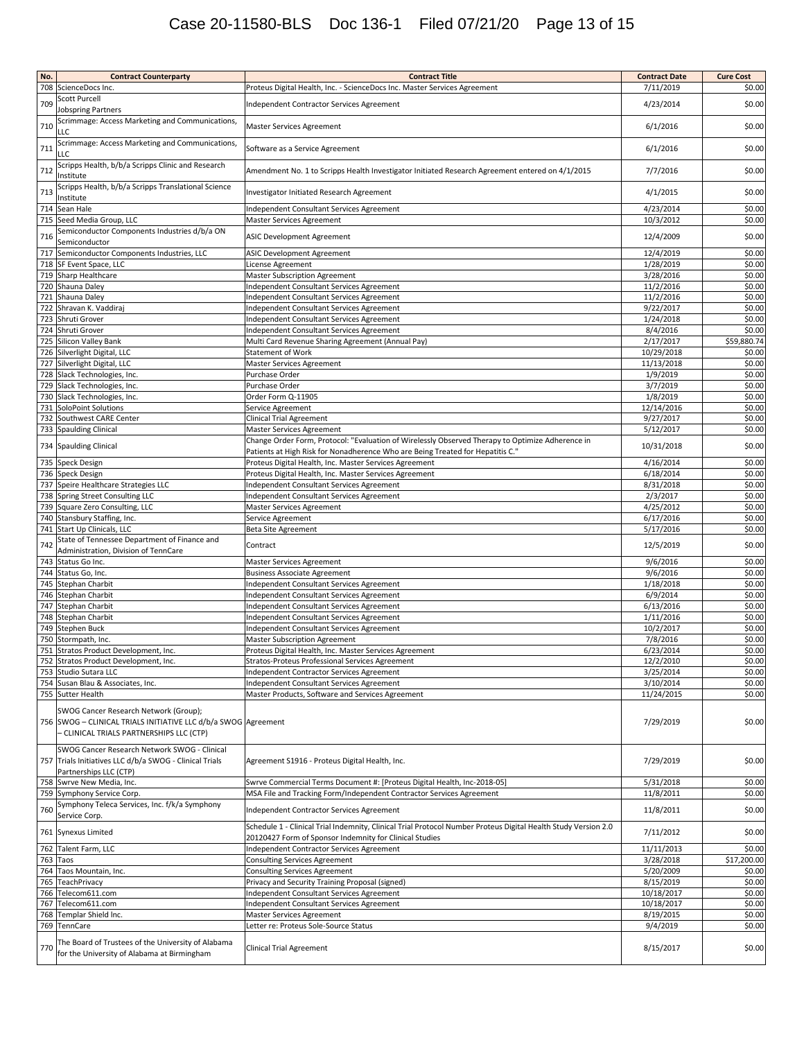| No. | Contract Counterparty | Contract Title | Contract Date | Cure Cost |
|---|---|---|---|---|
| 708 | ScienceDocs Inc. | Proteus Digital Health, Inc. - ScienceDocs Inc. Master Services Agreement | 7/11/2019 | $0.00 |
| 709 | Scott Purcell Jobspring Partners | Independent Contractor Services Agreement | 4/23/2014 | $0.00 |
| 710 | Scrimmage: Access Marketing and Communications, LLC | Master Services Agreement | 6/1/2016 | $0.00 |
| 711 | Scrimmage: Access Marketing and Communications, LLC | Software as a Service Agreement | 6/1/2016 | $0.00 |
| 712 | Scripps Health, b/b/a Scripps Clinic and Research Institute | Amendment No. 1 to Scripps Health Investigator Initiated Research Agreement entered on 4/1/2015 | 7/7/2016 | $0.00 |
| 713 | Scripps Health, b/b/a Scripps Translational Science Institute | Investigator Initiated Research Agreement | 4/1/2015 | $0.00 |
| 714 | Sean Hale | Independent Consultant Services Agreement | 4/23/2014 | $0.00 |
| 715 | Seed Media Group, LLC | Master Services Agreement | 10/3/2012 | $0.00 |
| 716 | Semiconductor Components Industries d/b/a ON Semiconductor | ASIC Development Agreement | 12/4/2009 | $0.00 |
| 717 | Semiconductor Components Industries, LLC | ASIC Development Agreement | 12/4/2019 | $0.00 |
| 718 | SF Event Space, LLC | License Agreement | 1/28/2019 | $0.00 |
| 719 | Sharp Healthcare | Master Subscription Agreement | 3/28/2016 | $0.00 |
| 720 | Shauna Daley | Independent Consultant Services Agreement | 11/2/2016 | $0.00 |
| 721 | Shauna Daley | Independent Consultant Services Agreement | 11/2/2016 | $0.00 |
| 722 | Shravan K. Vaddiraj | Independent Consultant Services Agreement | 9/22/2017 | $0.00 |
| 723 | Shruti Grover | Independent Consultant Services Agreement | 1/24/2018 | $0.00 |
| 724 | Shruti Grover | Independent Consultant Services Agreement | 8/4/2016 | $0.00 |
| 725 | Silicon Valley Bank | Multi Card Revenue Sharing Agreement (Annual Pay) | 2/17/2017 | $59,880.74 |
| 726 | Silverlight Digital, LLC | Statement of Work | 10/29/2018 | $0.00 |
| 727 | Silverlight Digital, LLC | Master Services Agreement | 11/13/2018 | $0.00 |
| 728 | Slack Technologies, Inc. | Purchase Order | 1/9/2019 | $0.00 |
| 729 | Slack Technologies, Inc. | Purchase Order | 3/7/2019 | $0.00 |
| 730 | Slack Technologies, Inc. | Order Form Q-11905 | 1/8/2019 | $0.00 |
| 731 | SoloPoint Solutions | Service Agreement | 12/14/2016 | $0.00 |
| 732 | Southwest CARE Center | Clinical Trial Agreement | 9/27/2017 | $0.00 |
| 733 | Spaulding Clinical | Master Services Agreement | 5/12/2017 | $0.00 |
| 734 | Spaulding Clinical | Change Order Form, Protocol: "Evaluation of Wirelessly Observed Therapy to Optimize Adherence in Patients at High Risk for Nonadherence Who are Being Treated for Hepatitis C." | 10/31/2018 | $0.00 |
| 735 | Speck Design | Proteus Digital Health, Inc. Master Services Agreement | 4/16/2014 | $0.00 |
| 736 | Speck Design | Proteus Digital Health, Inc. Master Services Agreement | 6/18/2014 | $0.00 |
| 737 | Speire Healthcare Strategies LLC | Independent Consultant Services Agreement | 8/31/2018 | $0.00 |
| 738 | Spring Street Consulting LLC | Independent Consultant Services Agreement | 2/3/2017 | $0.00 |
| 739 | Square Zero Consulting, LLC | Master Services Agreement | 4/25/2012 | $0.00 |
| 740 | Stansbury Staffing, Inc. | Service Agreement | 6/17/2016 | $0.00 |
| 741 | Start Up Clinicals, LLC | Beta Site Agreement | 5/17/2016 | $0.00 |
| 742 | State of Tennessee Department of Finance and Administration, Division of TennCare | Contract | 12/5/2019 | $0.00 |
| 743 | Status Go Inc. | Master Services Agreement | 9/6/2016 | $0.00 |
| 744 | Status Go, Inc. | Business Associate Agreement | 9/6/2016 | $0.00 |
| 745 | Stephan Charbit | Independent Consultant Services Agreement | 1/18/2018 | $0.00 |
| 746 | Stephan Charbit | Independent Consultant Services Agreement | 6/9/2014 | $0.00 |
| 747 | Stephan Charbit | Independent Consultant Services Agreement | 6/13/2016 | $0.00 |
| 748 | Stephan Charbit | Independent Consultant Services Agreement | 1/11/2016 | $0.00 |
| 749 | Stephen Buck | Independent Consultant Services Agreement | 10/2/2017 | $0.00 |
| 750 | Stormpath, Inc. | Master Subscription Agreement | 7/8/2016 | $0.00 |
| 751 | Stratos Product Development, Inc. | Proteus Digital Health, Inc. Master Services Agreement | 6/23/2014 | $0.00 |
| 752 | Stratos Product Development, Inc. | Stratos-Proteus Professional Services Agreement | 12/2/2010 | $0.00 |
| 753 | Studio Sutara LLC | Independent Contractor Services Agreement | 3/25/2014 | $0.00 |
| 754 | Susan Blau & Associates, Inc. | Independent Consultant Services Agreement | 3/10/2014 | $0.00 |
| 755 | Sutter Health | Master Products, Software and Services Agreement | 11/24/2015 | $0.00 |
| 756 | SWOG Cancer Research Network (Group); SWOG – CLINICAL TRIALS INITIATIVE LLC d/b/a SWOG – CLINICAL TRIALS PARTNERSHIPS LLC (CTP) | Agreement | 7/29/2019 | $0.00 |
| 757 | SWOG Cancer Research Network SWOG - Clinical Trials Initiatives LLC d/b/a SWOG - Clinical Trials Partnerships LLC (CTP) | Agreement S1916 - Proteus Digital Health, Inc. | 7/29/2019 | $0.00 |
| 758 | Swrve New Media, Inc. | Swrve Commercial Terms Document #: [Proteus Digital Health, Inc-2018-05] | 5/31/2018 | $0.00 |
| 759 | Symphony Service Corp. | MSA File and Tracking Form/Independent Contractor Services Agreement | 11/8/2011 | $0.00 |
| 760 | Symphony Teleca Services, Inc. f/k/a Symphony Service Corp. | Independent Contractor Services Agreement | 11/8/2011 | $0.00 |
| 761 | Synexus Limited | Schedule 1 - Clinical Trial Indemnity, Clinical Trial Protocol Number Proteus Digital Health Study Version 2.0 20120427 Form of Sponsor Indemnity for Clinical Studies | 7/11/2012 | $0.00 |
| 762 | Talent Farm, LLC | Independent Contractor Services Agreement | 11/11/2013 | $0.00 |
| 763 | Taos | Consulting Services Agreement | 3/28/2018 | $17,200.00 |
| 764 | Taos Mountain, Inc. | Consulting Services Agreement | 5/20/2009 | $0.00 |
| 765 | TeachPrivacy | Privacy and Security Training Proposal (signed) | 8/15/2019 | $0.00 |
| 766 | Telecom611.com | Independent Consultant Services Agreement | 10/18/2017 | $0.00 |
| 767 | Telecom611.com | Independent Consultant Services Agreement | 10/18/2017 | $0.00 |
| 768 | Templar Shield Inc. | Master Services Agreement | 8/19/2015 | $0.00 |
| 769 | TennCare | Letter re: Proteus Sole-Source Status | 9/4/2019 | $0.00 |
| 770 | The Board of Trustees of the University of Alabama for the University of Alabama at Birmingham | Clinical Trial Agreement | 8/15/2017 | $0.00 |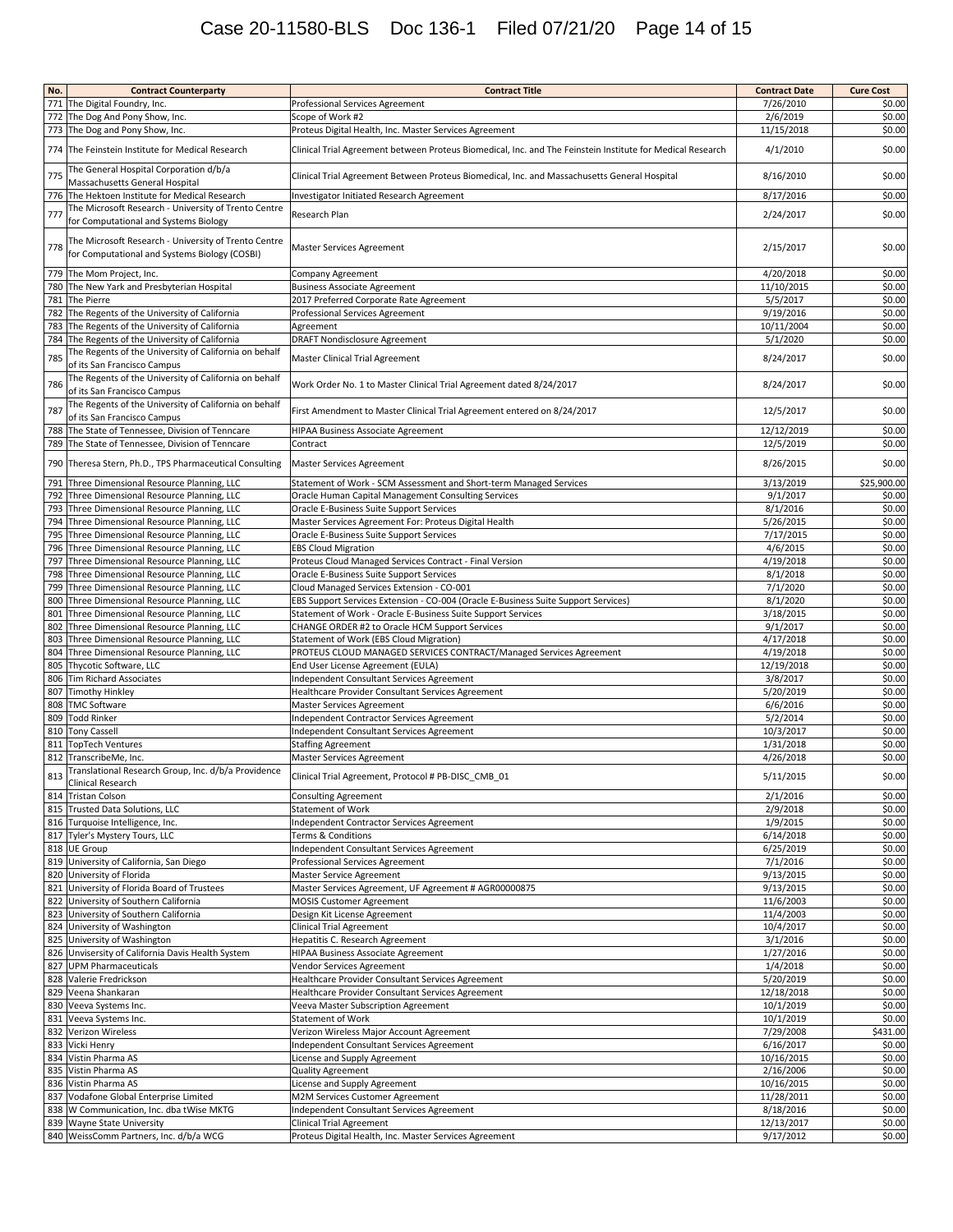| No. | Contract Counterparty | Contract Title | Contract Date | Cure Cost |
|---|---|---|---|---|
| 771 | The Digital Foundry, Inc. | Professional Services Agreement | 7/26/2010 | $0.00 |
| 772 | The Dog And Pony Show, Inc. | Scope of Work #2 | 2/6/2019 | $0.00 |
| 773 | The Dog and Pony Show, Inc. | Proteus Digital Health, Inc. Master Services Agreement | 11/15/2018 | $0.00 |
| 774 | The Feinstein Institute for Medical Research | Clinical Trial Agreement between Proteus Biomedical, Inc. and The Feinstein Institute for Medical Research | 4/1/2010 | $0.00 |
| 775 | The General Hospital Corporation d/b/a Massachusetts General Hospital | Clinical Trial Agreement Between Proteus Biomedical, Inc. and Massachusetts General Hospital | 8/16/2010 | $0.00 |
| 776 | The Hektoen Institute for Medical Research | Investigator Initiated Research Agreement | 8/17/2016 | $0.00 |
| 777 | The Microsoft Research - University of Trento Centre for Computational and Systems Biology | Research Plan | 2/24/2017 | $0.00 |
| 778 | The Microsoft Research - University of Trento Centre for Computational and Systems Biology (COSBI) | Master Services Agreement | 2/15/2017 | $0.00 |
| 779 | The Mom Project, Inc. | Company Agreement | 4/20/2018 | $0.00 |
| 780 | The New Yark and Presbyterian Hospital | Business Associate Agreement | 11/10/2015 | $0.00 |
| 781 | The Pierre | 2017 Preferred Corporate Rate Agreement | 5/5/2017 | $0.00 |
| 782 | The Regents of the University of California | Professional Services Agreement | 9/19/2016 | $0.00 |
| 783 | The Regents of the University of California | Agreement | 10/11/2004 | $0.00 |
| 784 | The Regents of the University of California | DRAFT Nondisclosure Agreement | 5/1/2020 | $0.00 |
| 785 | The Regents of the University of California on behalf of its San Francisco Campus | Master Clinical Trial Agreement | 8/24/2017 | $0.00 |
| 786 | The Regents of the University of California on behalf of its San Francisco Campus | Work Order No. 1 to Master Clinical Trial Agreement dated 8/24/2017 | 8/24/2017 | $0.00 |
| 787 | The Regents of the University of California on behalf of its San Francisco Campus | First Amendment to Master Clinical Trial Agreement entered on 8/24/2017 | 12/5/2017 | $0.00 |
| 788 | The State of Tennessee, Division of Tenncare | HIPAA Business Associate Agreement | 12/12/2019 | $0.00 |
| 789 | The State of Tennessee, Division of Tenncare | Contract | 12/5/2019 | $0.00 |
| 790 | Theresa Stern, Ph.D., TPS Pharmaceutical Consulting | Master Services Agreement | 8/26/2015 | $0.00 |
| 791 | Three Dimensional Resource Planning, LLC | Statement of Work - SCM Assessment and Short-term Managed Services | 3/13/2019 | $25,900.00 |
| 792 | Three Dimensional Resource Planning, LLC | Oracle Human Capital Management Consulting Services | 9/1/2017 | $0.00 |
| 793 | Three Dimensional Resource Planning, LLC | Oracle E-Business Suite Support Services | 8/1/2016 | $0.00 |
| 794 | Three Dimensional Resource Planning, LLC | Master Services Agreement For: Proteus Digital Health | 5/26/2015 | $0.00 |
| 795 | Three Dimensional Resource Planning, LLC | Oracle E-Business Suite Support Services | 7/17/2015 | $0.00 |
| 796 | Three Dimensional Resource Planning, LLC | EBS Cloud Migration | 4/6/2015 | $0.00 |
| 797 | Three Dimensional Resource Planning, LLC | Proteus Cloud Managed Services Contract - Final Version | 4/19/2018 | $0.00 |
| 798 | Three Dimensional Resource Planning, LLC | Oracle E-Business Suite Support Services | 8/1/2018 | $0.00 |
| 799 | Three Dimensional Resource Planning, LLC | Cloud Managed Services Extension - CO-001 | 7/1/2020 | $0.00 |
| 800 | Three Dimensional Resource Planning, LLC | EBS Support Services Extension - CO-004 (Oracle E-Business Suite Support Services) | 8/1/2020 | $0.00 |
| 801 | Three Dimensional Resource Planning, LLC | Statement of Work - Oracle E-Business Suite Support Services | 3/18/2015 | $0.00 |
| 802 | Three Dimensional Resource Planning, LLC | CHANGE ORDER #2 to Oracle HCM Support Services | 9/1/2017 | $0.00 |
| 803 | Three Dimensional Resource Planning, LLC | Statement of Work (EBS Cloud Migration) | 4/17/2018 | $0.00 |
| 804 | Three Dimensional Resource Planning, LLC | PROTEUS CLOUD MANAGED SERVICES CONTRACT/Managed Services Agreement | 4/19/2018 | $0.00 |
| 805 | Thycotic Software, LLC | End User License Agreement (EULA) | 12/19/2018 | $0.00 |
| 806 | Tim Richard Associates | Independent Consultant Services Agreement | 3/8/2017 | $0.00 |
| 807 | Timothy Hinkley | Healthcare Provider Consultant Services Agreement | 5/20/2019 | $0.00 |
| 808 | TMC Software | Master Services Agreement | 6/6/2016 | $0.00 |
| 809 | Todd Rinker | Independent Contractor Services Agreement | 5/2/2014 | $0.00 |
| 810 | Tony Cassell | Independent Consultant Services Agreement | 10/3/2017 | $0.00 |
| 811 | TopTech Ventures | Staffing Agreement | 1/31/2018 | $0.00 |
| 812 | TranscribeMe, Inc. | Master Services Agreement | 4/26/2018 | $0.00 |
| 813 | Translational Research Group, Inc. d/b/a Providence Clinical Research | Clinical Trial Agreement, Protocol # PB-DISC_CMB_01 | 5/11/2015 | $0.00 |
| 814 | Tristan Colson | Consulting Agreement | 2/1/2016 | $0.00 |
| 815 | Trusted Data Solutions, LLC | Statement of Work | 2/9/2018 | $0.00 |
| 816 | Turquoise Intelligence, Inc. | Independent Contractor Services Agreement | 1/9/2015 | $0.00 |
| 817 | Tyler's Mystery Tours, LLC | Terms & Conditions | 6/14/2018 | $0.00 |
| 818 | UE Group | Independent Consultant Services Agreement | 6/25/2019 | $0.00 |
| 819 | University of California, San Diego | Professional Services Agreement | 7/1/2016 | $0.00 |
| 820 | University of Florida | Master Service Agreement | 9/13/2015 | $0.00 |
| 821 | University of Florida Board of Trustees | Master Services Agreement, UF Agreement # AGR00000875 | 9/13/2015 | $0.00 |
| 822 | University of Southern California | MOSIS Customer Agreement | 11/6/2003 | $0.00 |
| 823 | University of Southern California | Design Kit License Agreement | 11/4/2003 | $0.00 |
| 824 | University of Washington | Clinical Trial Agreement | 10/4/2017 | $0.00 |
| 825 | University of Washington | Hepatitis C. Research Agreement | 3/1/2016 | $0.00 |
| 826 | Unviersity of California Davis Health System | HIPAA Business Associate Agreement | 1/27/2016 | $0.00 |
| 827 | UPM Pharmaceuticals | Vendor Services Agreement | 1/4/2018 | $0.00 |
| 828 | Valerie Fredrickson | Healthcare Provider Consultant Services Agreement | 5/20/2019 | $0.00 |
| 829 | Veena Shankaran | Healthcare Provider Consultant Services Agreement | 12/18/2018 | $0.00 |
| 830 | Veeva Systems Inc. | Veeva Master Subscription Agreement | 10/1/2019 | $0.00 |
| 831 | Veeva Systems Inc. | Statement of Work | 10/1/2019 | $0.00 |
| 832 | Verizon Wireless | Verizon Wireless Major Account Agreement | 7/29/2008 | $431.00 |
| 833 | Vicki Henry | Independent Consultant Services Agreement | 6/16/2017 | $0.00 |
| 834 | Vistin Pharma AS | License and Supply Agreement | 10/16/2015 | $0.00 |
| 835 | Vistin Pharma AS | Quality Agreement | 2/16/2006 | $0.00 |
| 836 | Vistin Pharma AS | License and Supply Agreement | 10/16/2015 | $0.00 |
| 837 | Vodafone Global Enterprise Limited | M2M Services Customer Agreement | 11/28/2011 | $0.00 |
| 838 | W Communication, Inc. dba tWise MKTG | Independent Consultant Services Agreement | 8/18/2016 | $0.00 |
| 839 | Wayne State University | Clinical Trial Agreement | 12/13/2017 | $0.00 |
| 840 | WeissComm Partners, Inc. d/b/a WCG | Proteus Digital Health, Inc. Master Services Agreement | 9/17/2012 | $0.00 |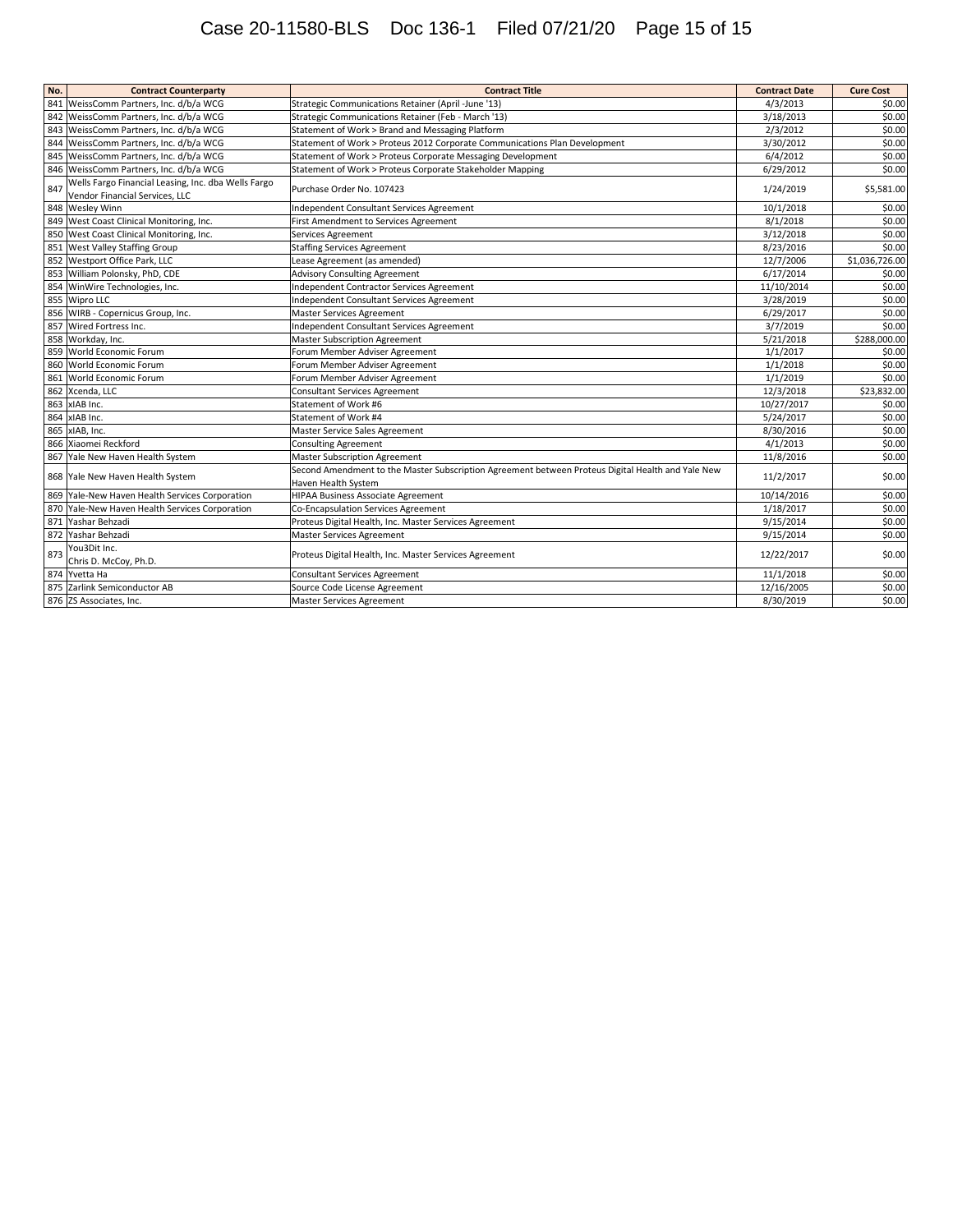| No. | Contract Counterparty | Contract Title | Contract Date | Cure Cost |
|---|---|---|---|---|
| 841 | WeissComm Partners, Inc. d/b/a WCG | Strategic Communications Retainer (April -June '13) | 4/3/2013 | $0.00 |
| 842 | WeissComm Partners, Inc. d/b/a WCG | Strategic Communications Retainer (Feb - March '13) | 3/18/2013 | $0.00 |
| 843 | WeissComm Partners, Inc. d/b/a WCG | Statement of Work > Brand and Messaging Platform | 2/3/2012 | $0.00 |
| 844 | WeissComm Partners, Inc. d/b/a WCG | Statement of Work > Proteus 2012 Corporate Communications Plan Development | 3/30/2012 | $0.00 |
| 845 | WeissComm Partners, Inc. d/b/a WCG | Statement of Work > Proteus Corporate Messaging Development | 6/4/2012 | $0.00 |
| 846 | WeissComm Partners, Inc. d/b/a WCG | Statement of Work > Proteus Corporate Stakeholder Mapping | 6/29/2012 | $0.00 |
| 847 | Wells Fargo Financial Leasing, Inc. dba Wells Fargo Vendor Financial Services, LLC | Purchase Order No. 107423 | 1/24/2019 | $5,581.00 |
| 848 | Wesley Winn | Independent Consultant Services Agreement | 10/1/2018 | $0.00 |
| 849 | West Coast Clinical Monitoring, Inc. | First Amendment to Services Agreement | 8/1/2018 | $0.00 |
| 850 | West Coast Clinical Monitoring, Inc. | Services Agreement | 3/12/2018 | $0.00 |
| 851 | West Valley Staffing Group | Staffing Services Agreement | 8/23/2016 | $0.00 |
| 852 | Westport Office Park, LLC | Lease Agreement (as amended) | 12/7/2006 | $1,036,726.00 |
| 853 | William Polonsky, PhD, CDE | Advisory Consulting Agreement | 6/17/2014 | $0.00 |
| 854 | WinWire Technologies, Inc. | Independent Contractor Services Agreement | 11/10/2014 | $0.00 |
| 855 | Wipro LLC | Independent Consultant Services Agreement | 3/28/2019 | $0.00 |
| 856 | WIRB - Copernicus Group, Inc. | Master Services Agreement | 6/29/2017 | $0.00 |
| 857 | Wired Fortress Inc. | Independent Consultant Services Agreement | 3/7/2019 | $0.00 |
| 858 | Workday, Inc. | Master Subscription Agreement | 5/21/2018 | $288,000.00 |
| 859 | World Economic Forum | Forum Member Adviser Agreement | 1/1/2017 | $0.00 |
| 860 | World Economic Forum | Forum Member Adviser Agreement | 1/1/2018 | $0.00 |
| 861 | World Economic Forum | Forum Member Adviser Agreement | 1/1/2019 | $0.00 |
| 862 | Xcenda, LLC | Consultant Services Agreement | 12/3/2018 | $23,832.00 |
| 863 | xIAB Inc. | Statement of Work #6 | 10/27/2017 | $0.00 |
| 864 | xIAB Inc. | Statement of Work #4 | 5/24/2017 | $0.00 |
| 865 | xIAB, Inc. | Master Service Sales Agreement | 8/30/2016 | $0.00 |
| 866 | Xiaomei Reckford | Consulting Agreement | 4/1/2013 | $0.00 |
| 867 | Yale New Haven Health System | Master Subscription Agreement | 11/8/2016 | $0.00 |
| 868 | Yale New Haven Health System | Second Amendment to the Master Subscription Agreement between Proteus Digital Health and Yale New Haven Health System | 11/2/2017 | $0.00 |
| 869 | Yale-New Haven Health Services Corporation | HIPAA Business Associate Agreement | 10/14/2016 | $0.00 |
| 870 | Yale-New Haven Health Services Corporation | Co-Encapsulation Services Agreement | 1/18/2017 | $0.00 |
| 871 | Yashar Behzadi | Proteus Digital Health, Inc. Master Services Agreement | 9/15/2014 | $0.00 |
| 872 | Yashar Behzadi | Master Services Agreement | 9/15/2014 | $0.00 |
| 873 | You3Dit Inc. Chris D. McCoy, Ph.D. | Proteus Digital Health, Inc. Master Services Agreement | 12/22/2017 | $0.00 |
| 874 | Yvetta Ha | Consultant Services Agreement | 11/1/2018 | $0.00 |
| 875 | Zarlink Semiconductor AB | Source Code License Agreement | 12/16/2005 | $0.00 |
| 876 | ZS Associates, Inc. | Master Services Agreement | 8/30/2019 | $0.00 |